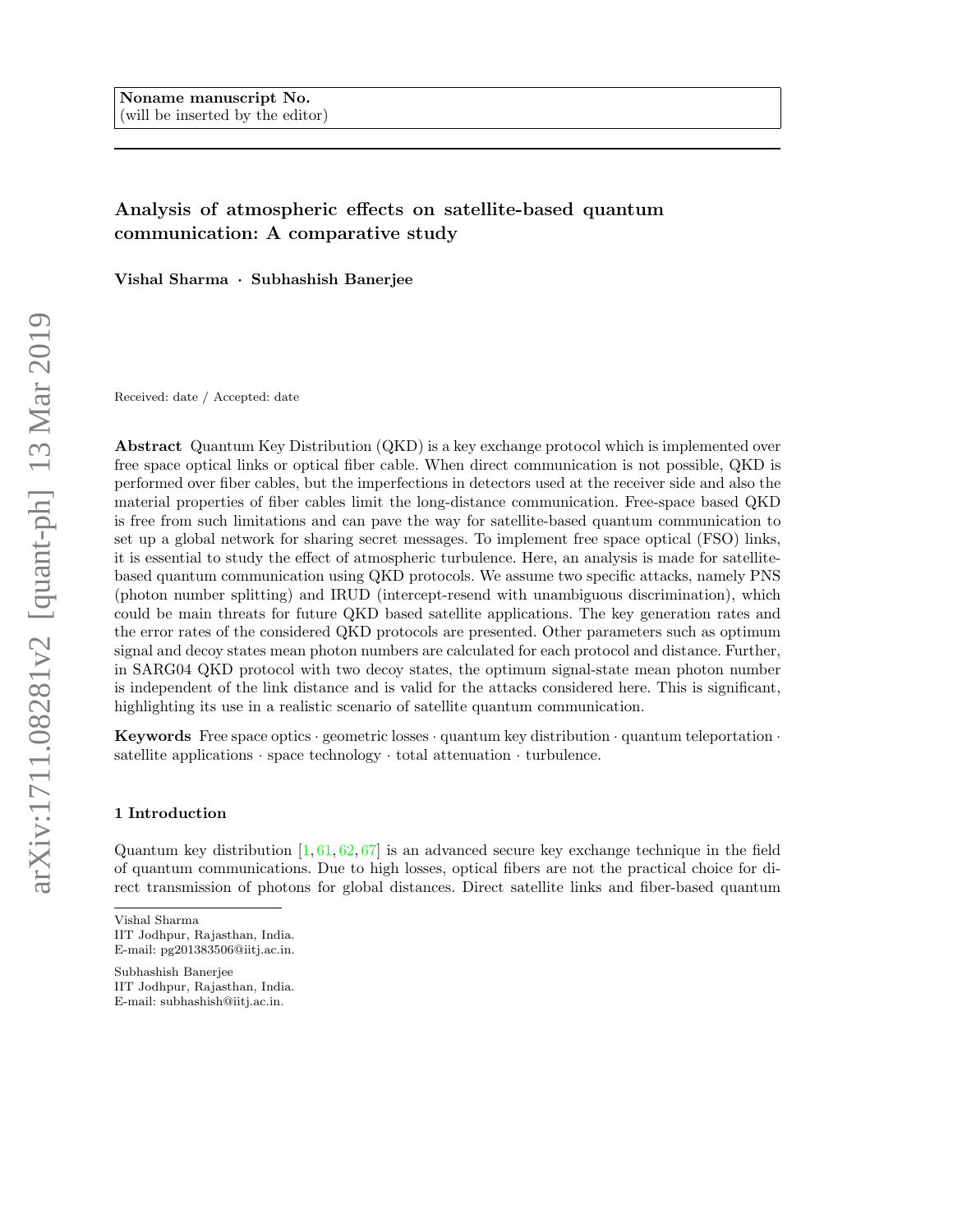**Noname manuscript No.**
(will be inserted by the editor)

# Analysis of atmospheric effects on satellite-based quantum communication: A comparative study

**Vishal Sharma · Subhashish Banerjee**

Received: date / Accepted: date

**Abstract** Quantum Key Distribution (QKD) is a key exchange protocol which is implemented over free space optical links or optical fiber cable. When direct communication is not possible, QKD is performed over fiber cables, but the imperfections in detectors used at the receiver side and also the material properties of fiber cables limit the long-distance communication. Free-space based QKD is free from such limitations and can pave the way for satellite-based quantum communication to set up a global network for sharing secret messages. To implement free space optical (FSO) links, it is essential to study the effect of atmospheric turbulence. Here, an analysis is made for satellite-based quantum communication using QKD protocols. We assume two specific attacks, namely PNS (photon number splitting) and IRUD (intercept-resend with unambiguous discrimination), which could be main threats for future QKD based satellite applications. The key generation rates and the error rates of the considered QKD protocols are presented. Other parameters such as optimum signal and decoy states mean photon numbers are calculated for each protocol and distance. Further, in SARG04 QKD protocol with two decoy states, the optimum signal-state mean photon number is independent of the link distance and is valid for the attacks considered here. This is significant, highlighting its use in a realistic scenario of satellite quantum communication.

**Keywords** Free space optics · geometric losses · quantum key distribution · quantum teleportation · satellite applications · space technology · total attenuation · turbulence.

## 1 Introduction

Quantum key distribution [1, 61, 62, 67] is an advanced secure key exchange technique in the field of quantum communications. Due to high losses, optical fibers are not the practical choice for direct transmission of photons for global distances. Direct satellite links and fiber-based quantum

---

Vishal Sharma
IIT Jodhpur, Rajasthan, India.
E-mail: pg201383506@iitj.ac.in.

Subhashish Banerjee
IIT Jodhpur, Rajasthan, India.
E-mail: subhashish@iitj.ac.in.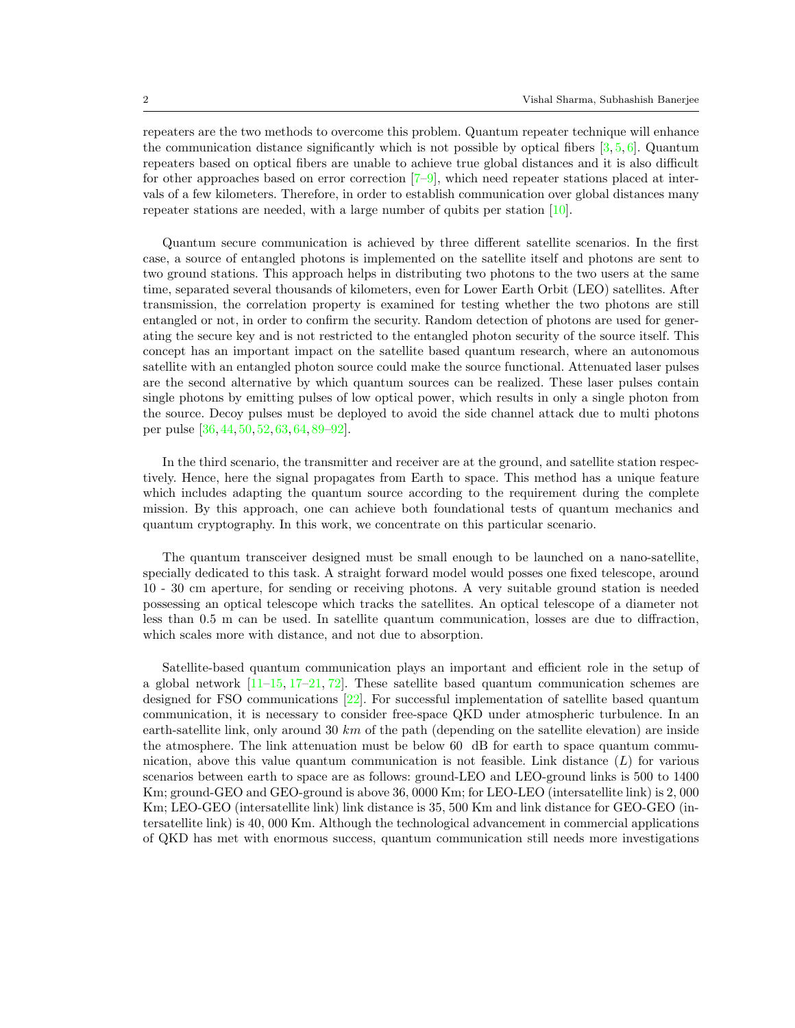repeaters are the two methods to overcome this problem. Quantum repeater technique will enhance the communication distance significantly which is not possible by optical fibers [3, 5, 6]. Quantum repeaters based on optical fibers are unable to achieve true global distances and it is also difficult for other approaches based on error correction [7–9], which need repeater stations placed at intervals of a few kilometers. Therefore, in order to establish communication over global distances many repeater stations are needed, with a large number of qubits per station [10].

Quantum secure communication is achieved by three different satellite scenarios. In the first case, a source of entangled photons is implemented on the satellite itself and photons are sent to two ground stations. This approach helps in distributing two photons to the two users at the same time, separated several thousands of kilometers, even for Lower Earth Orbit (LEO) satellites. After transmission, the correlation property is examined for testing whether the two photons are still entangled or not, in order to confirm the security. Random detection of photons are used for generating the secure key and is not restricted to the entangled photon security of the source itself. This concept has an important impact on the satellite based quantum research, where an autonomous satellite with an entangled photon source could make the source functional. Attenuated laser pulses are the second alternative by which quantum sources can be realized. These laser pulses contain single photons by emitting pulses of low optical power, which results in only a single photon from the source. Decoy pulses must be deployed to avoid the side channel attack due to multi photons per pulse [36, 44, 50, 52, 63, 64, 89–92].

In the third scenario, the transmitter and receiver are at the ground, and satellite station respectively. Hence, here the signal propagates from Earth to space. This method has a unique feature which includes adapting the quantum source according to the requirement during the complete mission. By this approach, one can achieve both foundational tests of quantum mechanics and quantum cryptography. In this work, we concentrate on this particular scenario.

The quantum transceiver designed must be small enough to be launched on a nano-satellite, specially dedicated to this task. A straight forward model would posses one fixed telescope, around 10 - 30 cm aperture, for sending or receiving photons. A very suitable ground station is needed possessing an optical telescope which tracks the satellites. An optical telescope of a diameter not less than 0.5 m can be used. In satellite quantum communication, losses are due to diffraction, which scales more with distance, and not due to absorption.

Satellite-based quantum communication plays an important and efficient role in the setup of a global network [11–15, 17–21, 72]. These satellite based quantum communication schemes are designed for FSO communications [22]. For successful implementation of satellite based quantum communication, it is necessary to consider free-space QKD under atmospheric turbulence. In an earth-satellite link, only around 30 $km$ of the path (depending on the satellite elevation) are inside the atmosphere. The link attenuation must be below 60 dB for earth to space quantum communication, above this value quantum communication is not feasible. Link distance ($L$) for various scenarios between earth to space are as follows: ground-LEO and LEO-ground links is 500 to 1400 Km; ground-GEO and GEO-ground is above 36, 0000 Km; for LEO-LEO (intersatellite link) is 2, 000 Km; LEO-GEO (intersatellite link) link distance is 35, 500 Km and link distance for GEO-GEO (intersatellite link) is 40, 000 Km. Although the technological advancement in commercial applications of QKD has met with enormous success, quantum communication still needs more investigations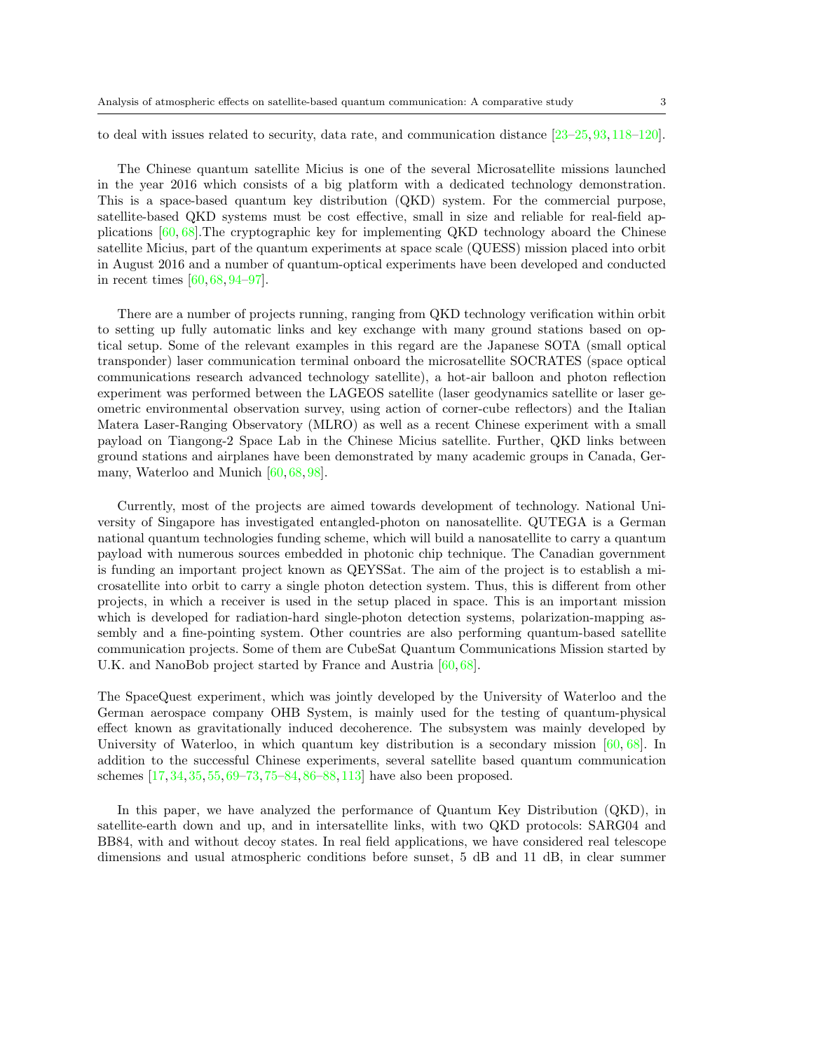to deal with issues related to security, data rate, and communication distance [23–25, 93, 118–120].

The Chinese quantum satellite Micius is one of the several Microsatellite missions launched in the year 2016 which consists of a big platform with a dedicated technology demonstration. This is a space-based quantum key distribution (QKD) system. For the commercial purpose, satellite-based QKD systems must be cost effective, small in size and reliable for real-field applications [60, 68].The cryptographic key for implementing QKD technology aboard the Chinese satellite Micius, part of the quantum experiments at space scale (QUESS) mission placed into orbit in August 2016 and a number of quantum-optical experiments have been developed and conducted in recent times [60, 68, 94–97].

There are a number of projects running, ranging from QKD technology verification within orbit to setting up fully automatic links and key exchange with many ground stations based on optical setup. Some of the relevant examples in this regard are the Japanese SOTA (small optical transponder) laser communication terminal onboard the microsatellite SOCRATES (space optical communications research advanced technology satellite), a hot-air balloon and photon reflection experiment was performed between the LAGEOS satellite (laser geodynamics satellite or laser geometric environmental observation survey, using action of corner-cube reflectors) and the Italian Matera Laser-Ranging Observatory (MLRO) as well as a recent Chinese experiment with a small payload on Tiangong-2 Space Lab in the Chinese Micius satellite. Further, QKD links between ground stations and airplanes have been demonstrated by many academic groups in Canada, Germany, Waterloo and Munich [60, 68, 98].

Currently, most of the projects are aimed towards development of technology. National University of Singapore has investigated entangled-photon on nanosatellite. QUTEGA is a German national quantum technologies funding scheme, which will build a nanosatellite to carry a quantum payload with numerous sources embedded in photonic chip technique. The Canadian government is funding an important project known as QEYSSat. The aim of the project is to establish a microsatellite into orbit to carry a single photon detection system. Thus, this is different from other projects, in which a receiver is used in the setup placed in space. This is an important mission which is developed for radiation-hard single-photon detection systems, polarization-mapping assembly and a fine-pointing system. Other countries are also performing quantum-based satellite communication projects. Some of them are CubeSat Quantum Communications Mission started by U.K. and NanoBob project started by France and Austria [60, 68].

The SpaceQuest experiment, which was jointly developed by the University of Waterloo and the German aerospace company OHB System, is mainly used for the testing of quantum-physical effect known as gravitationally induced decoherence. The subsystem was mainly developed by University of Waterloo, in which quantum key distribution is a secondary mission [60, 68]. In addition to the successful Chinese experiments, several satellite based quantum communication schemes [17, 34, 35, 55, 69–73, 75–84, 86–88, 113] have also been proposed.

In this paper, we have analyzed the performance of Quantum Key Distribution (QKD), in satellite-earth down and up, and in intersatellite links, with two QKD protocols: SARG04 and BB84, with and without decoy states. In real field applications, we have considered real telescope dimensions and usual atmospheric conditions before sunset, 5 dB and 11 dB, in clear summer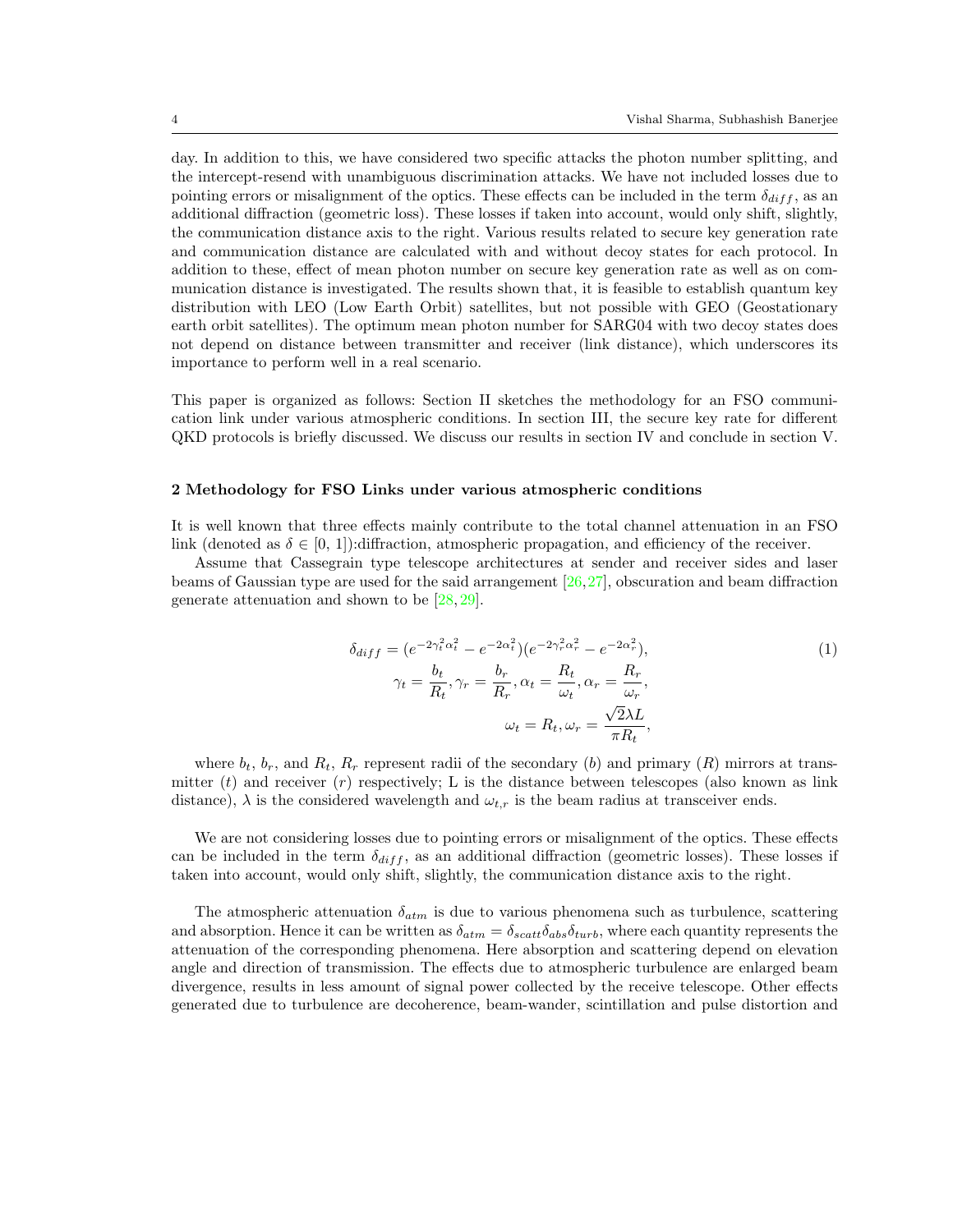day. In addition to this, we have considered two specific attacks the photon number splitting, and the intercept-resend with unambiguous discrimination attacks. We have not included losses due to pointing errors or misalignment of the optics. These effects can be included in the term $\delta_{diff}$, as an additional diffraction (geometric loss). These losses if taken into account, would only shift, slightly, the communication distance axis to the right. Various results related to secure key generation rate and communication distance are calculated with and without decoy states for each protocol. In addition to these, effect of mean photon number on secure key generation rate as well as on communication distance is investigated. The results shown that, it is feasible to establish quantum key distribution with LEO (Low Earth Orbit) satellites, but not possible with GEO (Geostationary earth orbit satellites). The optimum mean photon number for SARG04 with two decoy states does not depend on distance between transmitter and receiver (link distance), which underscores its importance to perform well in a real scenario.

This paper is organized as follows: Section II sketches the methodology for an FSO communication link under various atmospheric conditions. In section III, the secure key rate for different QKD protocols is briefly discussed. We discuss our results in section IV and conclude in section V.

## 2 Methodology for FSO Links under various atmospheric conditions

It is well known that three effects mainly contribute to the total channel attenuation in an FSO link (denoted as $\delta \in [0, 1]$):diffraction, atmospheric propagation, and efficiency of the receiver.

Assume that Cassegrain type telescope architectures at sender and receiver sides and laser beams of Gaussian type are used for the said arrangement [26,27], obscuration and beam diffraction generate attenuation and shown to be [28,29].

$$
\begin{aligned}
\delta_{diff} &= (e^{-2\gamma_t^2\alpha_t^2} - e^{-2\alpha_t^2})(e^{-2\gamma_r^2\alpha_r^2} - e^{-2\alpha_r^2}), \\
\gamma_t &= \frac{b_t}{R_t}, \gamma_r = \frac{b_r}{R_r}, \alpha_t = \frac{R_t}{\omega_t}, \alpha_r = \frac{R_r}{\omega_r}, \\
\omega_t &= R_t, \omega_r = \frac{\sqrt{2}\lambda L}{\pi R_t},
\end{aligned}
\tag{1}
$$

where $b_t$, $b_r$, and $R_t$, $R_r$ represent radii of the secondary ($b$) and primary ($R$) mirrors at transmitter ($t$) and receiver ($r$) respectively; L is the distance between telescopes (also known as link distance), $\lambda$ is the considered wavelength and $\omega_{t,r}$ is the beam radius at transceiver ends.

We are not considering losses due to pointing errors or misalignment of the optics. These effects can be included in the term $\delta_{diff}$, as an additional diffraction (geometric losses). These losses if taken into account, would only shift, slightly, the communication distance axis to the right.

The atmospheric attenuation $\delta_{atm}$ is due to various phenomena such as turbulence, scattering and absorption. Hence it can be written as $\delta_{atm} = \delta_{scatt}\delta_{abs}\delta_{turb}$, where each quantity represents the attenuation of the corresponding phenomena. Here absorption and scattering depend on elevation angle and direction of transmission. The effects due to atmospheric turbulence are enlarged beam divergence, results in less amount of signal power collected by the receive telescope. Other effects generated due to turbulence are decoherence, beam-wander, scintillation and pulse distortion and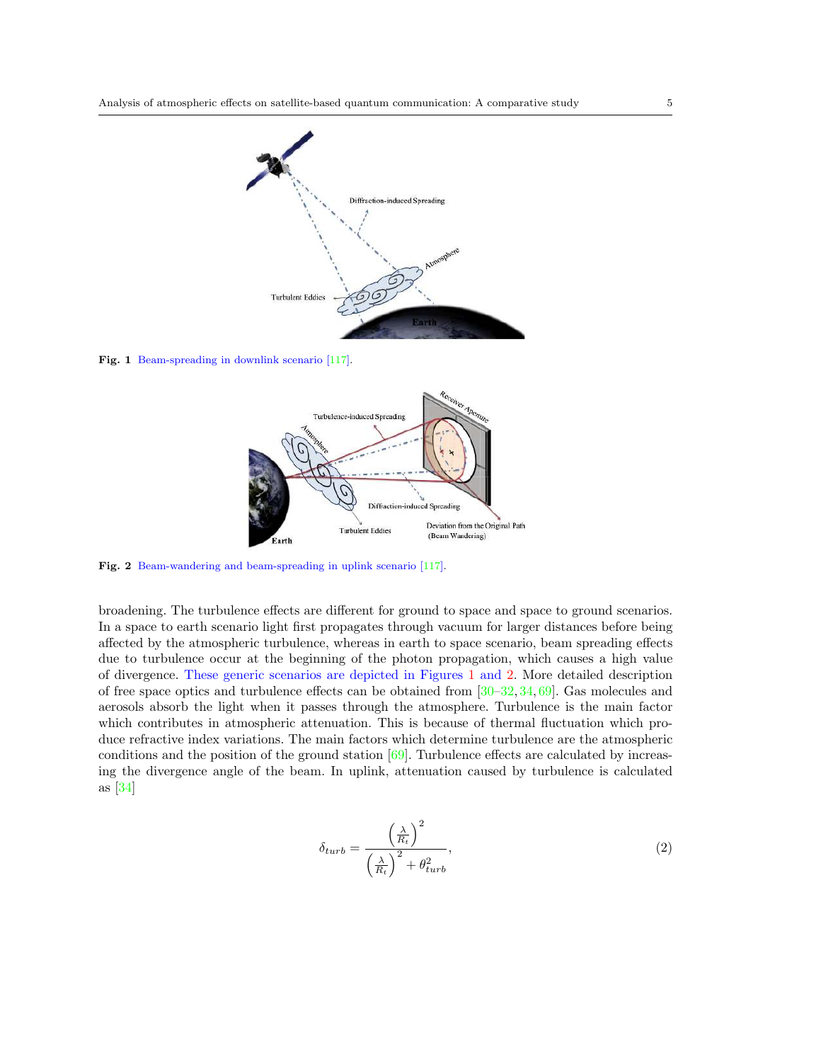Fig. 1 Beam-spreading in downlink scenario [117].

Fig. 2 Beam-wandering and beam-spreading in uplink scenario [117].

broadening. The turbulence effects are different for ground to space and space to ground scenarios. In a space to earth scenario light first propagates through vacuum for larger distances before being affected by the atmospheric turbulence, whereas in earth to space scenario, beam spreading effects due to turbulence occur at the beginning of the photon propagation, which causes a high value of divergence. These generic scenarios are depicted in Figures 1 and 2. More detailed description of free space optics and turbulence effects can be obtained from [30–32, 34, 69]. Gas molecules and aerosols absorb the light when it passes through the atmosphere. Turbulence is the main factor which contributes in atmospheric attenuation. This is because of thermal fluctuation which produce refractive index variations. The main factors which determine turbulence are the atmospheric conditions and the position of the ground station [69]. Turbulence effects are calculated by increasing the divergence angle of the beam. In uplink, attenuation caused by turbulence is calculated as [34]

$$\delta_{turb} = \frac{\left(\frac{\lambda}{R_t}\right)^2}{\left(\frac{\lambda}{R_t}\right)^2 + \theta_{turb}^2}, \tag{2}$$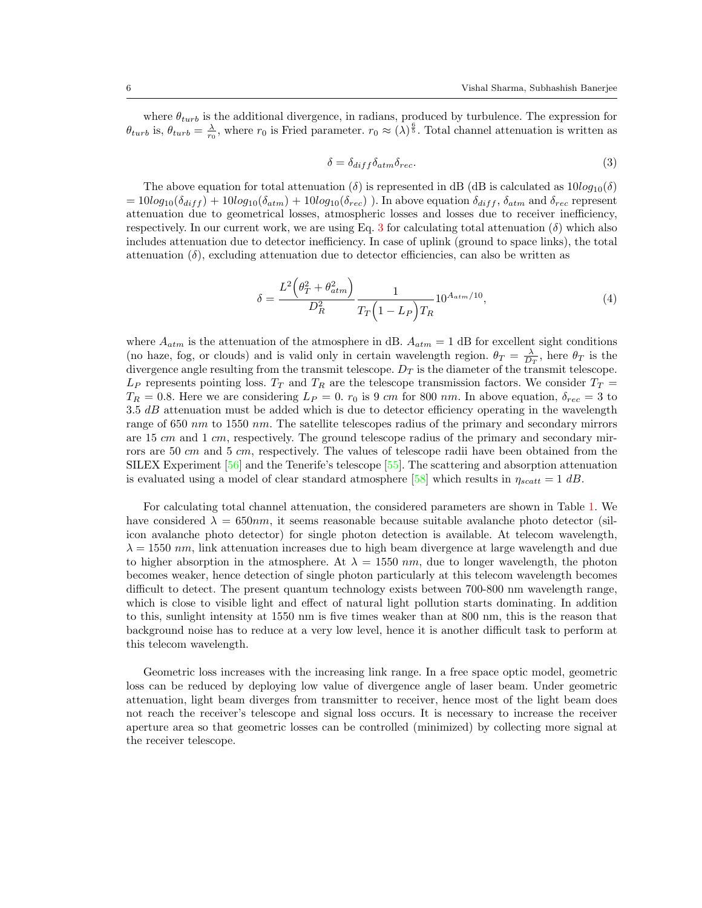where $\theta_{turb}$ is the additional divergence, in radians, produced by turbulence. The expression for $\theta_{turb}$ is, $\theta_{turb} = \frac{\lambda}{r_0}$, where $r_0$ is Fried parameter. $r_0 \approx (\lambda)^{\frac{6}{5}}$. Total channel attenuation is written as

$$\delta = \delta_{diff}\delta_{atm}\delta_{rec}. \tag{3}$$

The above equation for total attenuation ($\delta$) is represented in dB (dB is calculated as $10log_{10}(\delta) = 10log_{10}(\delta_{diff}) + 10log_{10}(\delta_{atm}) + 10log_{10}(\delta_{rec})$ ). In above equation $\delta_{diff}$, $\delta_{atm}$ and $\delta_{rec}$ represent attenuation due to geometrical losses, atmospheric losses and losses due to receiver inefficiency, respectively. In our current work, we are using Eq. 3 for calculating total attenuation ($\delta$) which also includes attenuation due to detector inefficiency. In case of uplink (ground to space links), the total attenuation ($\delta$), excluding attenuation due to detector efficiencies, can also be written as

$$\delta = \frac{L^2\Big(\theta_T^2 + \theta_{atm}^2\Big)}{D_R^2}\frac{1}{T_T\Big(1 - L_P\Big)T_R}10^{A_{atm}/10}, \tag{4}$$

where $A_{atm}$ is the attenuation of the atmosphere in dB. $A_{atm} = 1$ dB for excellent sight conditions (no haze, fog, or clouds) and is valid only in certain wavelength region. $\theta_T = \frac{\lambda}{D_T}$, here $\theta_T$ is the divergence angle resulting from the transmit telescope. $D_T$ is the diameter of the transmit telescope. $L_P$ represents pointing loss. $T_T$ and $T_R$ are the telescope transmission factors. We consider $T_T = T_R = 0.8$. Here we are considering $L_P = 0$. $r_0$ is 9 $cm$ for 800 $nm$. In above equation, $\delta_{rec} = 3$ to 3.5 $dB$ attenuation must be added which is due to detector efficiency operating in the wavelength range of 650 $nm$ to 1550 $nm$. The satellite telescopes radius of the primary and secondary mirrors are 15 $cm$ and 1 $cm$, respectively. The ground telescope radius of the primary and secondary mirrors are 50 $cm$ and 5 $cm$, respectively. The values of telescope radii have been obtained from the SILEX Experiment [56] and the Tenerife's telescope [55]. The scattering and absorption attenuation is evaluated using a model of clear standard atmosphere [58] which results in $\eta_{scatt} = 1$ $dB$.

For calculating total channel attenuation, the considered parameters are shown in Table 1. We have considered $\lambda = 650nm$, it seems reasonable because suitable avalanche photo detector (silicon avalanche photo detector) for single photon detection is available. At telecom wavelength, $\lambda = 1550$ $nm$, link attenuation increases due to high beam divergence at large wavelength and due to higher absorption in the atmosphere. At $\lambda = 1550$ $nm$, due to longer wavelength, the photon becomes weaker, hence detection of single photon particularly at this telecom wavelength becomes difficult to detect. The present quantum technology exists between 700-800 nm wavelength range, which is close to visible light and effect of natural light pollution starts dominating. In addition to this, sunlight intensity at 1550 nm is five times weaker than at 800 nm, this is the reason that background noise has to reduce at a very low level, hence it is another difficult task to perform at this telecom wavelength.

Geometric loss increases with the increasing link range. In a free space optic model, geometric loss can be reduced by deploying low value of divergence angle of laser beam. Under geometric attenuation, light beam diverges from transmitter to receiver, hence most of the light beam does not reach the receiver's telescope and signal loss occurs. It is necessary to increase the receiver aperture area so that geometric losses can be controlled (minimized) by collecting more signal at the receiver telescope.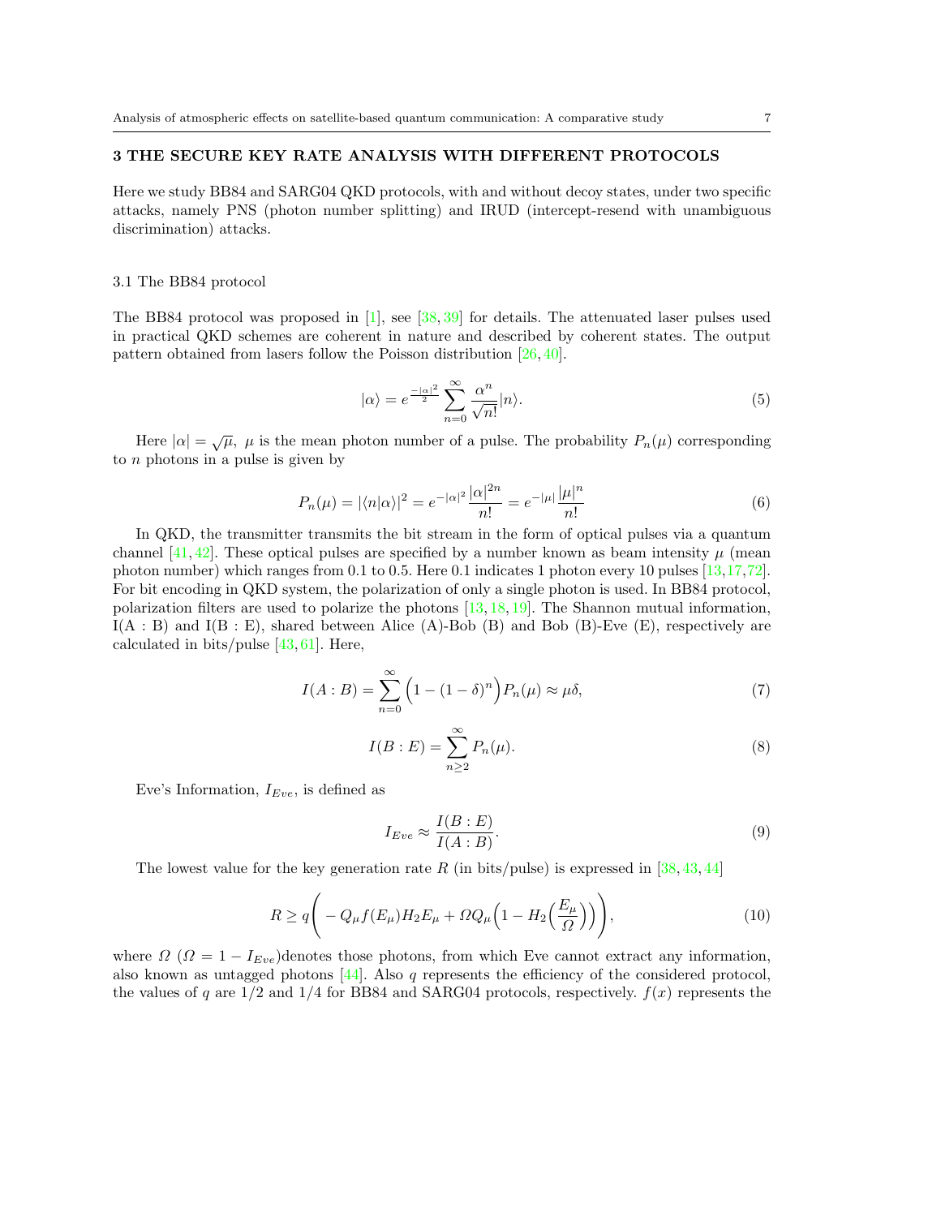## 3 THE SECURE KEY RATE ANALYSIS WITH DIFFERENT PROTOCOLS

Here we study BB84 and SARG04 QKD protocols, with and without decoy states, under two specific attacks, namely PNS (photon number splitting) and IRUD (intercept-resend with unambiguous discrimination) attacks.

### 3.1 The BB84 protocol

The BB84 protocol was proposed in [1], see [38, 39] for details. The attenuated laser pulses used in practical QKD schemes are coherent in nature and described by coherent states. The output pattern obtained from lasers follow the Poisson distribution [26, 40].

$$|\alpha\rangle = e^{\frac{-|\alpha|^2}{2}} \sum_{n=0}^{\infty} \frac{\alpha^n}{\sqrt{n!}} |n\rangle. \tag{5}$$

Here $|\alpha| = \sqrt{\mu}$, $\mu$ is the mean photon number of a pulse. The probability $P_n(\mu)$ corresponding to $n$ photons in a pulse is given by

$$P_n(\mu) = |\langle n|\alpha\rangle|^2 = e^{-|\alpha|^2} \frac{|\alpha|^{2n}}{n!} = e^{-|\mu|} \frac{|\mu|^n}{n!} \tag{6}$$

In QKD, the transmitter transmits the bit stream in the form of optical pulses via a quantum channel [41, 42]. These optical pulses are specified by a number known as beam intensity $\mu$ (mean photon number) which ranges from 0.1 to 0.5. Here 0.1 indicates 1 photon every 10 pulses [13, 17, 72]. For bit encoding in QKD system, the polarization of only a single photon is used. In BB84 protocol, polarization filters are used to polarize the photons [13, 18, 19]. The Shannon mutual information, I(A : B) and I(B : E), shared between Alice (A)-Bob (B) and Bob (B)-Eve (E), respectively are calculated in bits/pulse [43, 61]. Here,

$$I(A:B) = \sum_{n=0}^{\infty} \Big(1 - (1-\delta)^n\Big) P_n(\mu) \approx \mu\delta, \tag{7}$$

$$I(B:E) = \sum_{n\geq 2}^{\infty} P_n(\mu). \tag{8}$$

Eve's Information, $I_{Eve}$, is defined as

$$I_{Eve} \approx \frac{I(B:E)}{I(A:B)}. \tag{9}$$

The lowest value for the key generation rate $R$ (in bits/pulse) is expressed in [38, 43, 44]

$$R \geq q\Bigg( -Q_\mu f(E_\mu) H_2 E_\mu + \Omega Q_\mu \Big(1 - H_2\Big(\frac{E_\mu}{\Omega}\Big)\Big)\Bigg), \tag{10}$$

where $\Omega$ ($\Omega = 1 - I_{Eve}$)denotes those photons, from which Eve cannot extract any information, also known as untagged photons [44]. Also $q$ represents the efficiency of the considered protocol, the values of $q$ are 1/2 and 1/4 for BB84 and SARG04 protocols, respectively. $f(x)$ represents the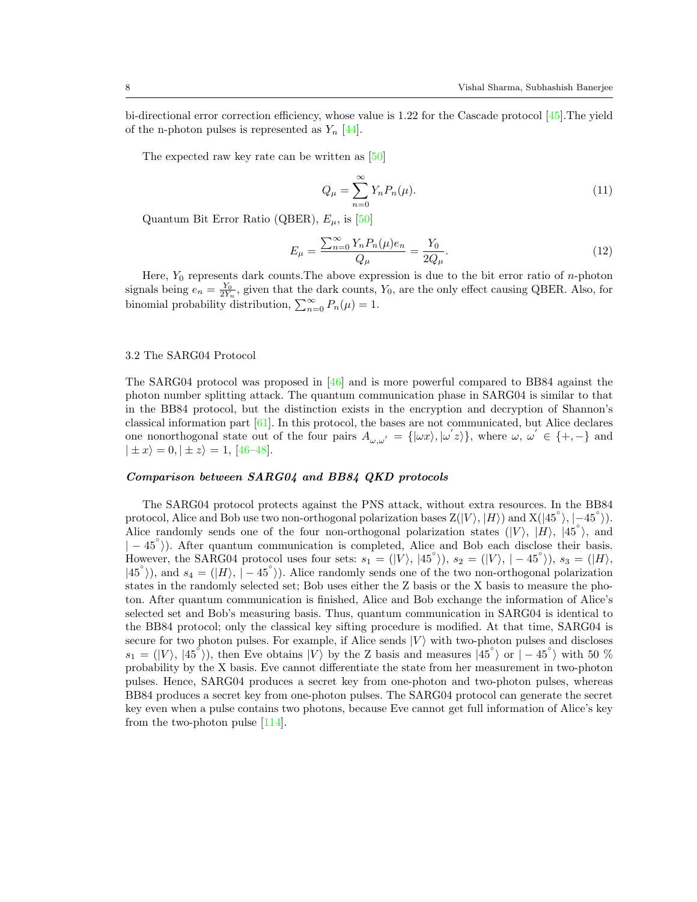bi-directional error correction efficiency, whose value is 1.22 for the Cascade protocol [45].The yield of the n-photon pulses is represented as $Y_n$ [44].

The expected raw key rate can be written as [50]

$$Q_\mu = \sum_{n=0}^{\infty} Y_n P_n(\mu). \tag{11}$$

Quantum Bit Error Ratio (QBER), $E_\mu$, is [50]

$$E_\mu = \frac{\sum_{n=0}^{\infty} Y_n P_n(\mu) e_n}{Q_\mu} = \frac{Y_0}{2Q_\mu}. \tag{12}$$

Here, $Y_0$ represents dark counts.The above expression is due to the bit error ratio of $n$-photon signals being $e_n = \frac{Y_0}{2Y_n}$, given that the dark counts, $Y_0$, are the only effect causing QBER. Also, for binomial probability distribution, $\sum_{n=0}^{\infty} P_n(\mu) = 1$.

### 3.2 The SARG04 Protocol

The SARG04 protocol was proposed in [46] and is more powerful compared to BB84 against the photon number splitting attack. The quantum communication phase in SARG04 is similar to that in the BB84 protocol, but the distinction exists in the encryption and decryption of Shannon's classical information part [61]. In this protocol, the bases are not communicated, but Alice declares one nonorthogonal state out of the four pairs $A_{\omega,\omega'} = \{|\omega x\rangle, |\omega' z\rangle\}$, where $\omega$, $\omega' \in \{+,-\}$ and $|\pm x\rangle = 0, |\pm z\rangle = 1$, [46–48].

***Comparison between SARG04 and BB84 QKD protocols***

The SARG04 protocol protects against the PNS attack, without extra resources. In the BB84 protocol, Alice and Bob use two non-orthogonal polarization bases Z($|V\rangle$, $|H\rangle$) and X($|45^\circ\rangle$, $|-45^\circ\rangle$). Alice randomly sends one of the four non-orthogonal polarization states ($|V\rangle$, $|H\rangle$, $|45^\circ\rangle$, and $|-45^\circ\rangle$). After quantum communication is completed, Alice and Bob each disclose their basis. However, the SARG04 protocol uses four sets: $s_1 = (|V\rangle, |45^\circ\rangle)$, $s_2 = (|V\rangle, |-45^\circ\rangle)$, $s_3 = (|H\rangle, |45^\circ\rangle)$, and $s_4 = (|H\rangle, |-45^\circ\rangle)$. Alice randomly sends one of the two non-orthogonal polarization states in the randomly selected set; Bob uses either the Z basis or the X basis to measure the photon. After quantum communication is finished, Alice and Bob exchange the information of Alice's selected set and Bob's measuring basis. Thus, quantum communication in SARG04 is identical to the BB84 protocol; only the classical key sifting procedure is modified. At that time, SARG04 is secure for two photon pulses. For example, if Alice sends $|V\rangle$ with two-photon pulses and discloses $s_1 = (|V\rangle, |45^\circ\rangle)$, then Eve obtains $|V\rangle$ by the Z basis and measures $|45^\circ\rangle$ or $|-45^\circ\rangle$ with 50 % probability by the X basis. Eve cannot differentiate the state from her measurement in two-photon pulses. Hence, SARG04 produces a secret key from one-photon and two-photon pulses, whereas BB84 produces a secret key from one-photon pulses. The SARG04 protocol can generate the secret key even when a pulse contains two photons, because Eve cannot get full information of Alice's key from the two-photon pulse [114].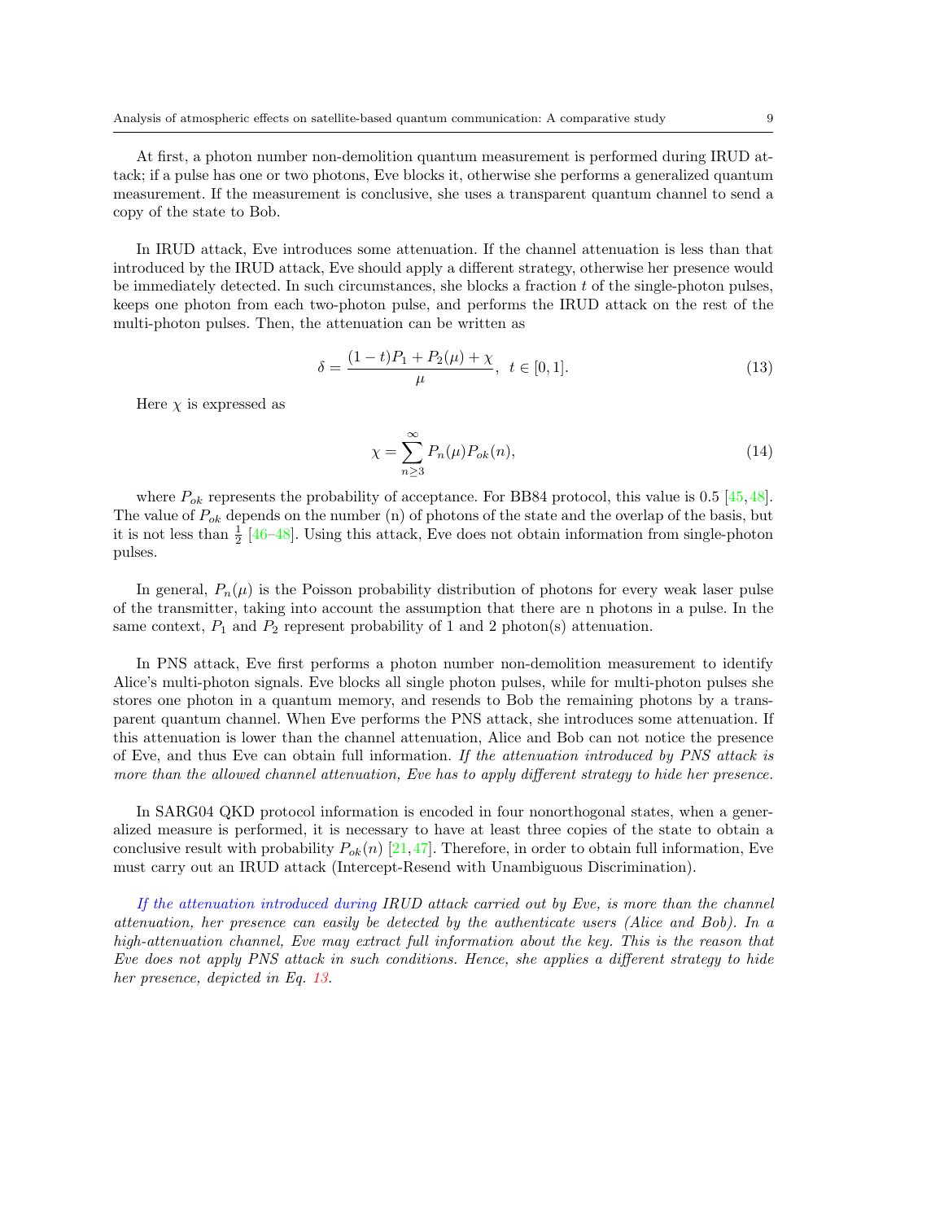At first, a photon number non-demolition quantum measurement is performed during IRUD attack; if a pulse has one or two photons, Eve blocks it, otherwise she performs a generalized quantum measurement. If the measurement is conclusive, she uses a transparent quantum channel to send a copy of the state to Bob.

In IRUD attack, Eve introduces some attenuation. If the channel attenuation is less than that introduced by the IRUD attack, Eve should apply a different strategy, otherwise her presence would be immediately detected. In such circumstances, she blocks a fraction $t$ of the single-photon pulses, keeps one photon from each two-photon pulse, and performs the IRUD attack on the rest of the multi-photon pulses. Then, the attenuation can be written as

$$\delta = \frac{(1-t)P_1 + P_2(\mu) + \chi}{\mu}, \;\; t \in [0,1]. \tag{13}$$

Here $\chi$ is expressed as

$$\chi = \sum_{n \geq 3}^{\infty} P_n(\mu) P_{ok}(n), \tag{14}$$

where $P_{ok}$ represents the probability of acceptance. For BB84 protocol, this value is 0.5 [45,48]. The value of $P_{ok}$ depends on the number (n) of photons of the state and the overlap of the basis, but it is not less than $\frac{1}{2}$ [46–48]. Using this attack, Eve does not obtain information from single-photon pulses.

In general, $P_n(\mu)$ is the Poisson probability distribution of photons for every weak laser pulse of the transmitter, taking into account the assumption that there are n photons in a pulse. In the same context, $P_1$ and $P_2$ represent probability of 1 and 2 photon(s) attenuation.

In PNS attack, Eve first performs a photon number non-demolition measurement to identify Alice's multi-photon signals. Eve blocks all single photon pulses, while for multi-photon pulses she stores one photon in a quantum memory, and resends to Bob the remaining photons by a transparent quantum channel. When Eve performs the PNS attack, she introduces some attenuation. If this attenuation is lower than the channel attenuation, Alice and Bob can not notice the presence of Eve, and thus Eve can obtain full information. *If the attenuation introduced by PNS attack is more than the allowed channel attenuation, Eve has to apply different strategy to hide her presence.*

In SARG04 QKD protocol information is encoded in four nonorthogonal states, when a generalized measure is performed, it is necessary to have at least three copies of the state to obtain a conclusive result with probability $P_{ok}(n)$ [21,47]. Therefore, in order to obtain full information, Eve must carry out an IRUD attack (Intercept-Resend with Unambiguous Discrimination).

*If the attenuation introduced during IRUD attack carried out by Eve, is more than the channel attenuation, her presence can easily be detected by the authenticate users (Alice and Bob). In a high-attenuation channel, Eve may extract full information about the key. This is the reason that Eve does not apply PNS attack in such conditions. Hence, she applies a different strategy to hide her presence, depicted in Eq. 13.*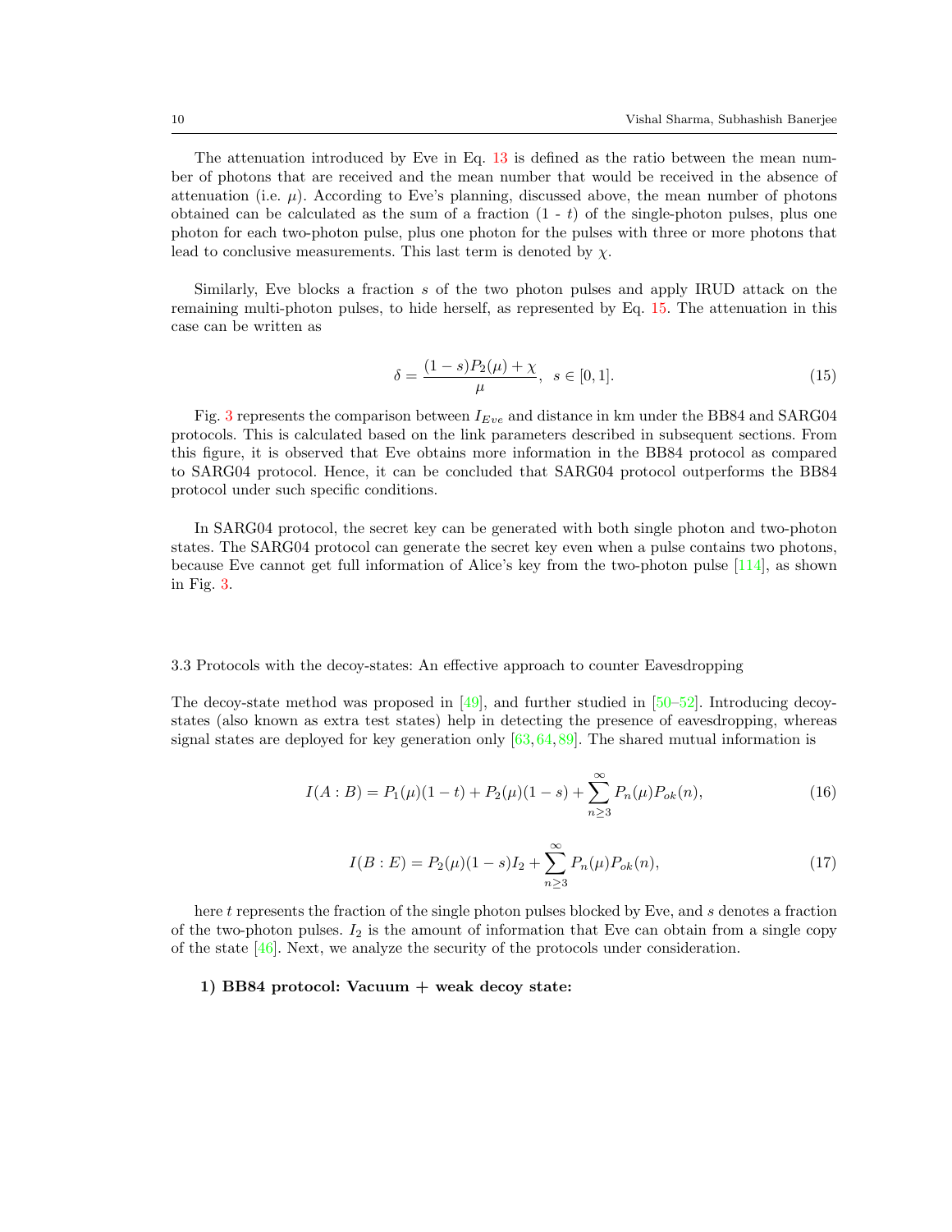The attenuation introduced by Eve in Eq. 13 is defined as the ratio between the mean number of photons that are received and the mean number that would be received in the absence of attenuation (i.e. $\mu$). According to Eve's planning, discussed above, the mean number of photons obtained can be calculated as the sum of a fraction (1 - $t$) of the single-photon pulses, plus one photon for each two-photon pulse, plus one photon for the pulses with three or more photons that lead to conclusive measurements. This last term is denoted by $\chi$.

Similarly, Eve blocks a fraction $s$ of the two photon pulses and apply IRUD attack on the remaining multi-photon pulses, to hide herself, as represented by Eq. 15. The attenuation in this case can be written as

$$\delta = \frac{(1-s)P_2(\mu) + \chi}{\mu}, \;\; s \in [0,1]. \tag{15}$$

Fig. 3 represents the comparison between $I_{Eve}$ and distance in km under the BB84 and SARG04 protocols. This is calculated based on the link parameters described in subsequent sections. From this figure, it is observed that Eve obtains more information in the BB84 protocol as compared to SARG04 protocol. Hence, it can be concluded that SARG04 protocol outperforms the BB84 protocol under such specific conditions.

In SARG04 protocol, the secret key can be generated with both single photon and two-photon states. The SARG04 protocol can generate the secret key even when a pulse contains two photons, because Eve cannot get full information of Alice's key from the two-photon pulse [114], as shown in Fig. 3.

### 3.3 Protocols with the decoy-states: An effective approach to counter Eavesdropping

The decoy-state method was proposed in [49], and further studied in [50–52]. Introducing decoy-states (also known as extra test states) help in detecting the presence of eavesdropping, whereas signal states are deployed for key generation only [63, 64, 89]. The shared mutual information is

$$I(A:B) = P_1(\mu)(1-t) + P_2(\mu)(1-s) + \sum_{n\geq 3}^{\infty} P_n(\mu)P_{ok}(n), \tag{16}$$

$$I(B:E) = P_2(\mu)(1-s)I_2 + \sum_{n\geq 3}^{\infty} P_n(\mu)P_{ok}(n), \tag{17}$$

here $t$ represents the fraction of the single photon pulses blocked by Eve, and $s$ denotes a fraction of the two-photon pulses. $I_2$ is the amount of information that Eve can obtain from a single copy of the state [46]. Next, we analyze the security of the protocols under consideration.

**1) BB84 protocol: Vacuum + weak decoy state:**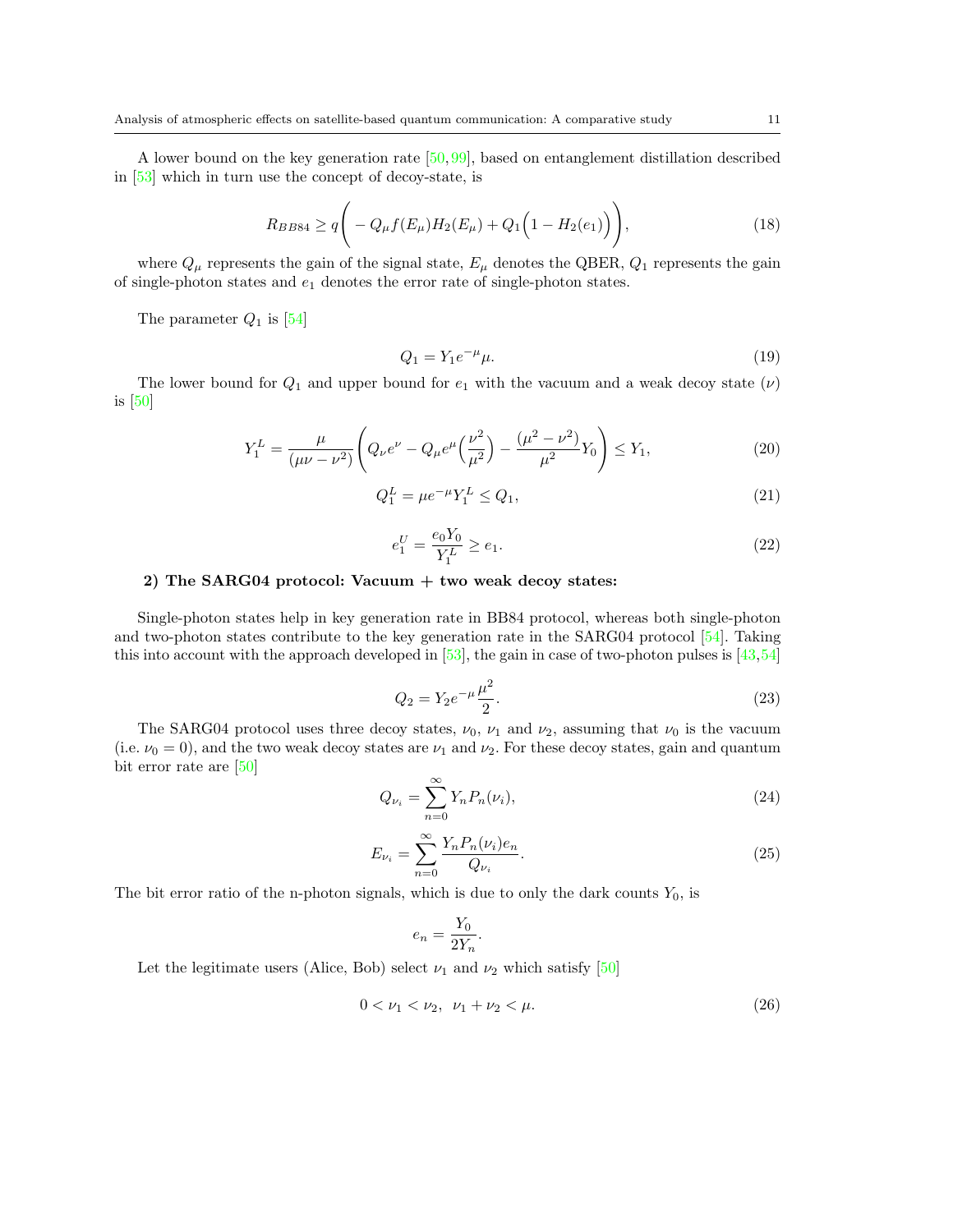A lower bound on the key generation rate [50,99], based on entanglement distillation described in [53] which in turn use the concept of decoy-state, is

$$R_{BB84} \geq q\Bigg( - Q_\mu f(E_\mu) H_2(E_\mu) + Q_1\Big(1 - H_2(e_1)\Big)\Bigg), \tag{18}$$

where $Q_\mu$ represents the gain of the signal state, $E_\mu$ denotes the QBER, $Q_1$ represents the gain of single-photon states and $e_1$ denotes the error rate of single-photon states.

The parameter $Q_1$ is [54]

$$Q_1 = Y_1 e^{-\mu}\mu. \tag{19}$$

The lower bound for $Q_1$ and upper bound for $e_1$ with the vacuum and a weak decoy state ($\nu$) is [50]

$$Y_1^L = \frac{\mu}{(\mu\nu - \nu^2)}\Bigg(Q_\nu e^\nu - Q_\mu e^\mu\Big(\frac{\nu^2}{\mu^2}\Big) - \frac{(\mu^2-\nu^2)}{\mu^2}Y_0\Bigg) \leq Y_1, \tag{20}$$

$$Q_1^L = \mu e^{-\mu} Y_1^L \leq Q_1, \tag{21}$$

$$e_1^U = \frac{e_0 Y_0}{Y_1^L} \geq e_1. \tag{22}$$

**2) The SARG04 protocol: Vacuum + two weak decoy states:**

Single-photon states help in key generation rate in BB84 protocol, whereas both single-photon and two-photon states contribute to the key generation rate in the SARG04 protocol [54]. Taking this into account with the approach developed in [53], the gain in case of two-photon pulses is [43,54]

$$Q_2 = Y_2 e^{-\mu}\frac{\mu^2}{2}. \tag{23}$$

The SARG04 protocol uses three decoy states, $\nu_0$, $\nu_1$ and $\nu_2$, assuming that $\nu_0$ is the vacuum (i.e. $\nu_0 = 0$), and the two weak decoy states are $\nu_1$ and $\nu_2$. For these decoy states, gain and quantum bit error rate are [50]

$$Q_{\nu_i} = \sum_{n=0}^{\infty} Y_n P_n(\nu_i), \tag{24}$$

$$E_{\nu_i} = \sum_{n=0}^{\infty} \frac{Y_n P_n(\nu_i) e_n}{Q_{\nu_i}}. \tag{25}$$

The bit error ratio of the n-photon signals, which is due to only the dark counts $Y_0$, is

$$e_n = \frac{Y_0}{2Y_n}.$$

Let the legitimate users (Alice, Bob) select $\nu_1$ and $\nu_2$ which satisfy [50]

$$0 < \nu_1 < \nu_2, \ \ \nu_1 + \nu_2 < \mu. \tag{26}$$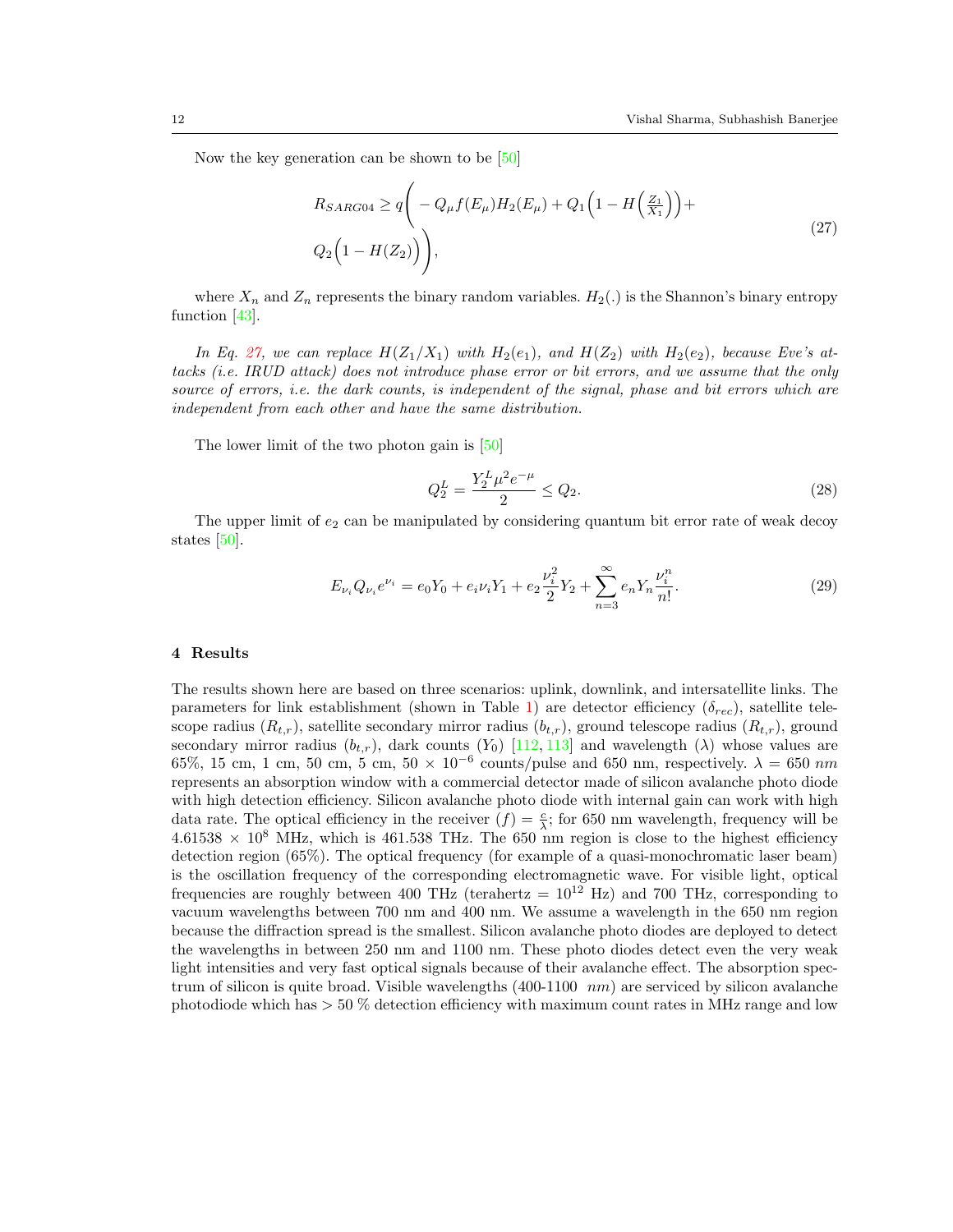Now the key generation can be shown to be [50]

$$R_{SARG04} \geq q\Bigg( -Q_\mu f(E_\mu) H_2(E_\mu) + Q_1\Big(1 - H\Big(\tfrac{Z_1}{X_1}\Big)\Big) + Q_2\Big(1 - H(Z_2)\Big)\Bigg), \tag{27}$$

where $X_n$ and $Z_n$ represents the binary random variables. $H_2(.)$ is the Shannon's binary entropy function [43].

*In Eq. 27, we can replace $H(Z_1/X_1)$ with $H_2(e_1)$, and $H(Z_2)$ with $H_2(e_2)$, because Eve's attacks (i.e. IRUD attack) does not introduce phase error or bit errors, and we assume that the only source of errors, i.e. the dark counts, is independent of the signal, phase and bit errors which are independent from each other and have the same distribution.*

The lower limit of the two photon gain is [50]

$$Q_2^L = \frac{Y_2^L \mu^2 e^{-\mu}}{2} \leq Q_2. \tag{28}$$

The upper limit of $e_2$ can be manipulated by considering quantum bit error rate of weak decoy states [50].

$$E_{\nu_i} Q_{\nu_i} e^{\nu_i} = e_0 Y_0 + e_i \nu_i Y_1 + e_2 \frac{\nu_i^2}{2} Y_2 + \sum_{n=3}^{\infty} e_n Y_n \frac{\nu_i^n}{n!}. \tag{29}$$

## 4 Results

The results shown here are based on three scenarios: uplink, downlink, and intersatellite links. The parameters for link establishment (shown in Table 1) are detector efficiency ($\delta_{rec}$), satellite telescope radius ($R_{t,r}$), satellite secondary mirror radius ($b_{t,r}$), ground telescope radius ($R_{t,r}$), ground secondary mirror radius ($b_{t,r}$), dark counts ($Y_0$) [112, 113] and wavelength ($\lambda$) whose values are 65%, 15 cm, 1 cm, 50 cm, 5 cm, 50 $\times$ $10^{-6}$ counts/pulse and 650 nm, respectively. $\lambda$ = 650 $nm$ represents an absorption window with a commercial detector made of silicon avalanche photo diode with high detection efficiency. Silicon avalanche photo diode with internal gain can work with high data rate. The optical efficiency in the receiver $(f) = \frac{c}{\lambda}$; for 650 nm wavelength, frequency will be $4.61538 \times 10^8$ MHz, which is 461.538 THz. The 650 nm region is close to the highest efficiency detection region (65%). The optical frequency (for example of a quasi-monochromatic laser beam) is the oscillation frequency of the corresponding electromagnetic wave. For visible light, optical frequencies are roughly between 400 THz (terahertz = $10^{12}$ Hz) and 700 THz, corresponding to vacuum wavelengths between 700 nm and 400 nm. We assume a wavelength in the 650 nm region because the diffraction spread is the smallest. Silicon avalanche photo diodes are deployed to detect the wavelengths in between 250 nm and 1100 nm. These photo diodes detect even the very weak light intensities and very fast optical signals because of their avalanche effect. The absorption spectrum of silicon is quite broad. Visible wavelengths (400-1100 $nm$) are serviced by silicon avalanche photodiode which has > 50 % detection efficiency with maximum count rates in MHz range and low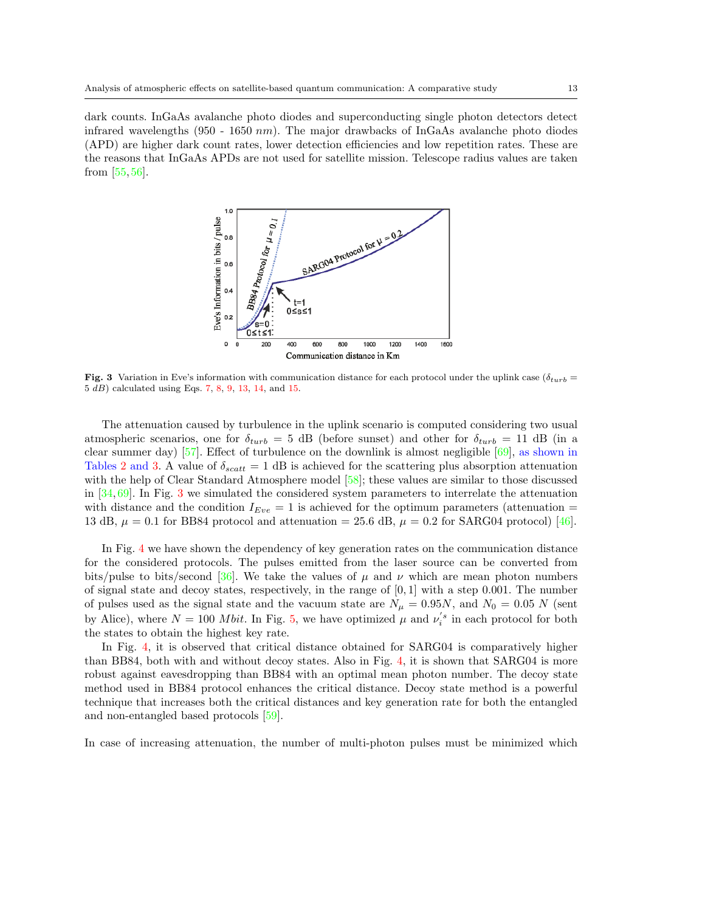dark counts. InGaAs avalanche photo diodes and superconducting single photon detectors detect infrared wavelengths (950 - 1650 $nm$). The major drawbacks of InGaAs avalanche photo diodes (APD) are higher dark count rates, lower detection efficiencies and low repetition rates. These are the reasons that InGaAs APDs are not used for satellite mission. Telescope radius values are taken from [55,56].

**Fig. 3** Variation in Eve's information with communication distance for each protocol under the uplink case ($\delta_{turb} = 5\ dB$) calculated using Eqs. 7, 8, 9, 13, 14, and 15.

The attenuation caused by turbulence in the uplink scenario is computed considering two usual atmospheric scenarios, one for $\delta_{turb} = 5$ dB (before sunset) and other for $\delta_{turb} = 11$ dB (in a clear summer day) [57]. Effect of turbulence on the downlink is almost negligible [69], as shown in Tables 2 and 3. A value of $\delta_{scatt} = 1$ dB is achieved for the scattering plus absorption attenuation with the help of Clear Standard Atmosphere model [58]; these values are similar to those discussed in [34,69]. In Fig. 3 we simulated the considered system parameters to interrelate the attenuation with distance and the condition $I_{Eve} = 1$ is achieved for the optimum parameters (attenuation = 13 dB, $\mu = 0.1$ for BB84 protocol and attenuation = 25.6 dB, $\mu = 0.2$ for SARG04 protocol) [46].

In Fig. 4 we have shown the dependency of key generation rates on the communication distance for the considered protocols. The pulses emitted from the laser source can be converted from bits/pulse to bits/second [36]. We take the values of $\mu$ and $\nu$ which are mean photon numbers of signal state and decoy states, respectively, in the range of $[0, 1]$ with a step 0.001. The number of pulses used as the signal state and the vacuum state are $N_{\mu} = 0.95N$, and $N_0 = 0.05\ N$ (sent by Alice), where $N = 100\ Mbit$. In Fig. 5, we have optimized $\mu$ and $\nu_i^{'s}$ in each protocol for both the states to obtain the highest key rate.

In Fig. 4, it is observed that critical distance obtained for SARG04 is comparatively higher than BB84, both with and without decoy states. Also in Fig. 4, it is shown that SARG04 is more robust against eavesdropping than BB84 with an optimal mean photon number. The decoy state method used in BB84 protocol enhances the critical distance. Decoy state method is a powerful technique that increases both the critical distances and key generation rate for both the entangled and non-entangled based protocols [59].

In case of increasing attenuation, the number of multi-photon pulses must be minimized which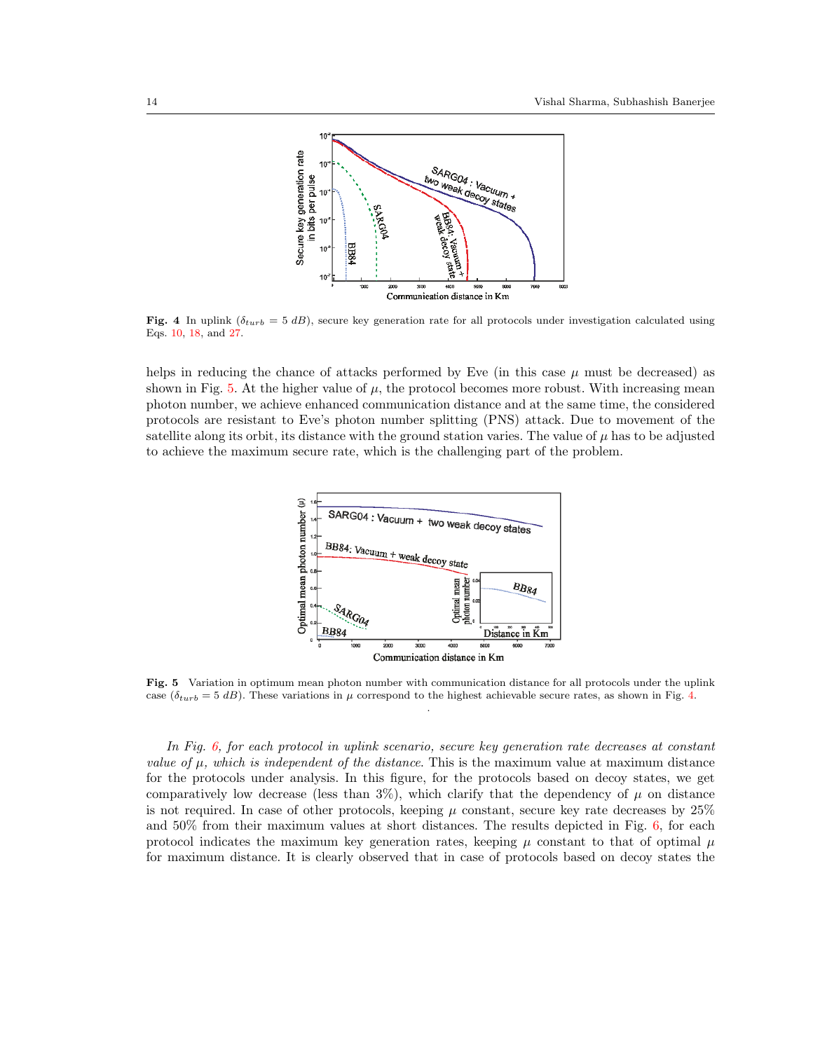**Fig. 4** In uplink ($\delta_{turb} = 5\ dB$), secure key generation rate for all protocols under investigation calculated using Eqs. 10, 18, and 27.

helps in reducing the chance of attacks performed by Eve (in this case $\mu$ must be decreased) as shown in Fig. 5. At the higher value of $\mu$, the protocol becomes more robust. With increasing mean photon number, we achieve enhanced communication distance and at the same time, the considered protocols are resistant to Eve's photon number splitting (PNS) attack. Due to movement of the satellite along its orbit, its distance with the ground station varies. The value of $\mu$ has to be adjusted to achieve the maximum secure rate, which is the challenging part of the problem.

**Fig. 5** Variation in optimum mean photon number with communication distance for all protocols under the uplink case ($\delta_{turb} = 5\ dB$). These variations in $\mu$ correspond to the highest achievable secure rates, as shown in Fig. 4.

*In Fig. 6, for each protocol in uplink scenario, secure key generation rate decreases at constant value of $\mu$, which is independent of the distance.* This is the maximum value at maximum distance for the protocols under analysis. In this figure, for the protocols based on decoy states, we get comparatively low decrease (less than 3%), which clarify that the dependency of $\mu$ on distance is not required. In case of other protocols, keeping $\mu$ constant, secure key rate decreases by 25% and 50% from their maximum values at short distances. The results depicted in Fig. 6, for each protocol indicates the maximum key generation rates, keeping $\mu$ constant to that of optimal $\mu$ for maximum distance. It is clearly observed that in case of protocols based on decoy states the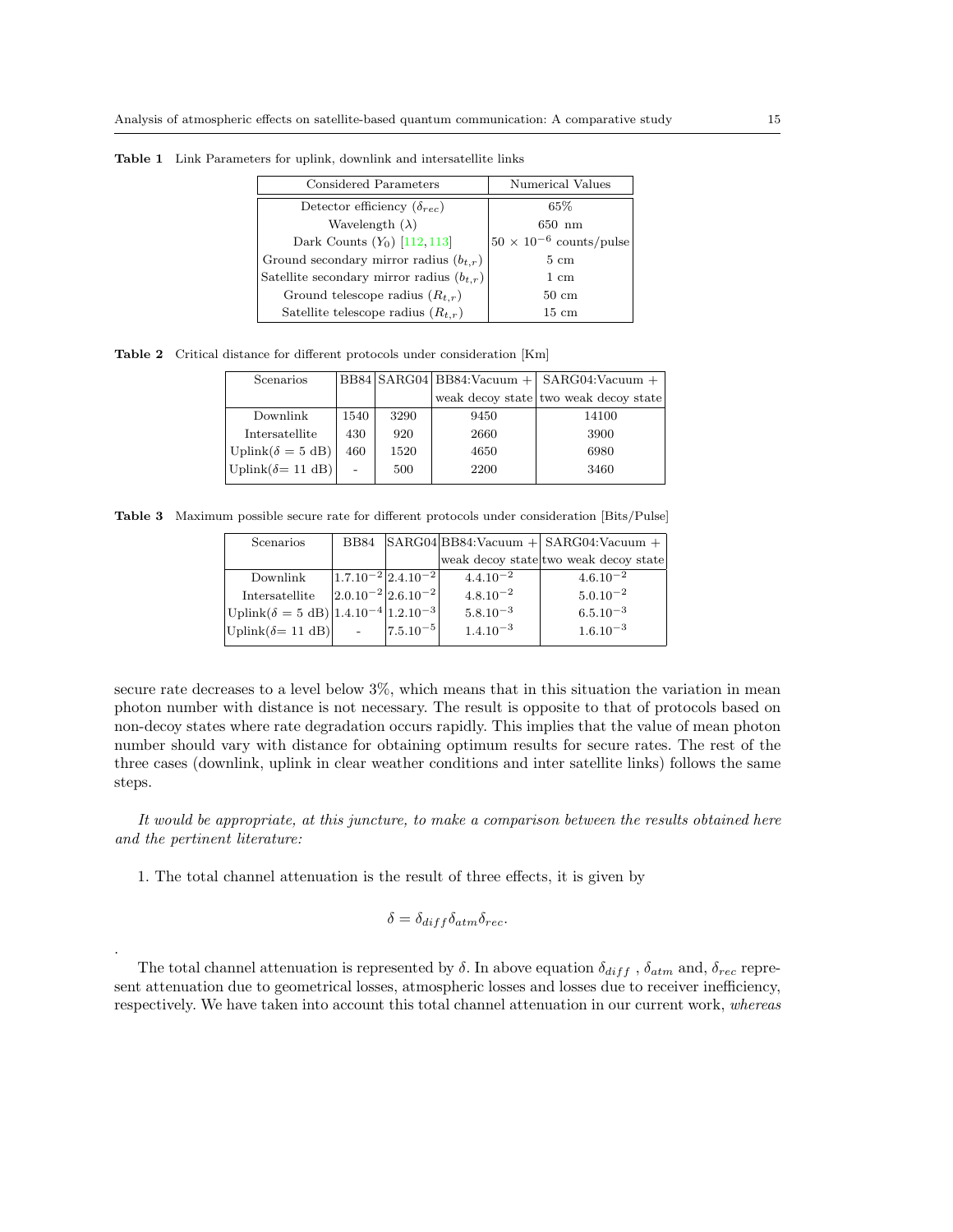**Table 1** Link Parameters for uplink, downlink and intersatellite links

| Considered Parameters | Numerical Values |
|---|---|
| Detector efficiency ($\delta_{rec}$) | 65% |
| Wavelength ($\lambda$) | 650 nm |
| Dark Counts ($Y_0$) [112, 113] | $50 \times 10^{-6}$ counts/pulse |
| Ground secondary mirror radius ($b_{t,r}$) | 5 cm |
| Satellite secondary mirror radius ($b_{t,r}$) | 1 cm |
| Ground telescope radius ($R_{t,r}$) | 50 cm |
| Satellite telescope radius ($R_{t,r}$) | 15 cm |

**Table 2** Critical distance for different protocols under consideration [Km]

| Scenarios | BB84 | SARG04 | BB84:Vacuum + weak decoy state | SARG04:Vacuum + two weak decoy state |
|---|---|---|---|---|
| Downlink | 1540 | 3290 | 9450 | 14100 |
| Intersatellite | 430 | 920 | 2660 | 3900 |
| Uplink($\delta = 5$ dB) | 460 | 1520 | 4650 | 6980 |
| Uplink($\delta = 11$ dB) | - | 500 | 2200 | 3460 |

**Table 3** Maximum possible secure rate for different protocols under consideration [Bits/Pulse]

| Scenarios | BB84 | SARG04 | BB84:Vacuum + weak decoy state | SARG04:Vacuum + two weak decoy state |
|---|---|---|---|---|
| Downlink | $1.7.10^{-2}$ | $2.4.10^{-2}$ | $4.4.10^{-2}$ | $4.6.10^{-2}$ |
| Intersatellite | $2.0.10^{-2}$ | $2.6.10^{-2}$ | $4.8.10^{-2}$ | $5.0.10^{-2}$ |
| Uplink($\delta = 5$ dB) | $1.4.10^{-4}$ | $1.2.10^{-3}$ | $5.8.10^{-3}$ | $6.5.10^{-3}$ |
| Uplink($\delta = 11$ dB) | - | $7.5.10^{-5}$ | $1.4.10^{-3}$ | $1.6.10^{-3}$ |

secure rate decreases to a level below 3%, which means that in this situation the variation in mean photon number with distance is not necessary. The result is opposite to that of protocols based on non-decoy states where rate degradation occurs rapidly. This implies that the value of mean photon number should vary with distance for obtaining optimum results for secure rates. The rest of the three cases (downlink, uplink in clear weather conditions and inter satellite links) follows the same steps.

*It would be appropriate, at this juncture, to make a comparison between the results obtained here and the pertinent literature:*

1. The total channel attenuation is the result of three effects, it is given by

$$\delta = \delta_{diff}\delta_{atm}\delta_{rec}.$$

.

The total channel attenuation is represented by $\delta$. In above equation $\delta_{diff}$ , $\delta_{atm}$ and, $\delta_{rec}$ represent attenuation due to geometrical losses, atmospheric losses and losses due to receiver inefficiency, respectively. We have taken into account this total channel attenuation in our current work, *whereas*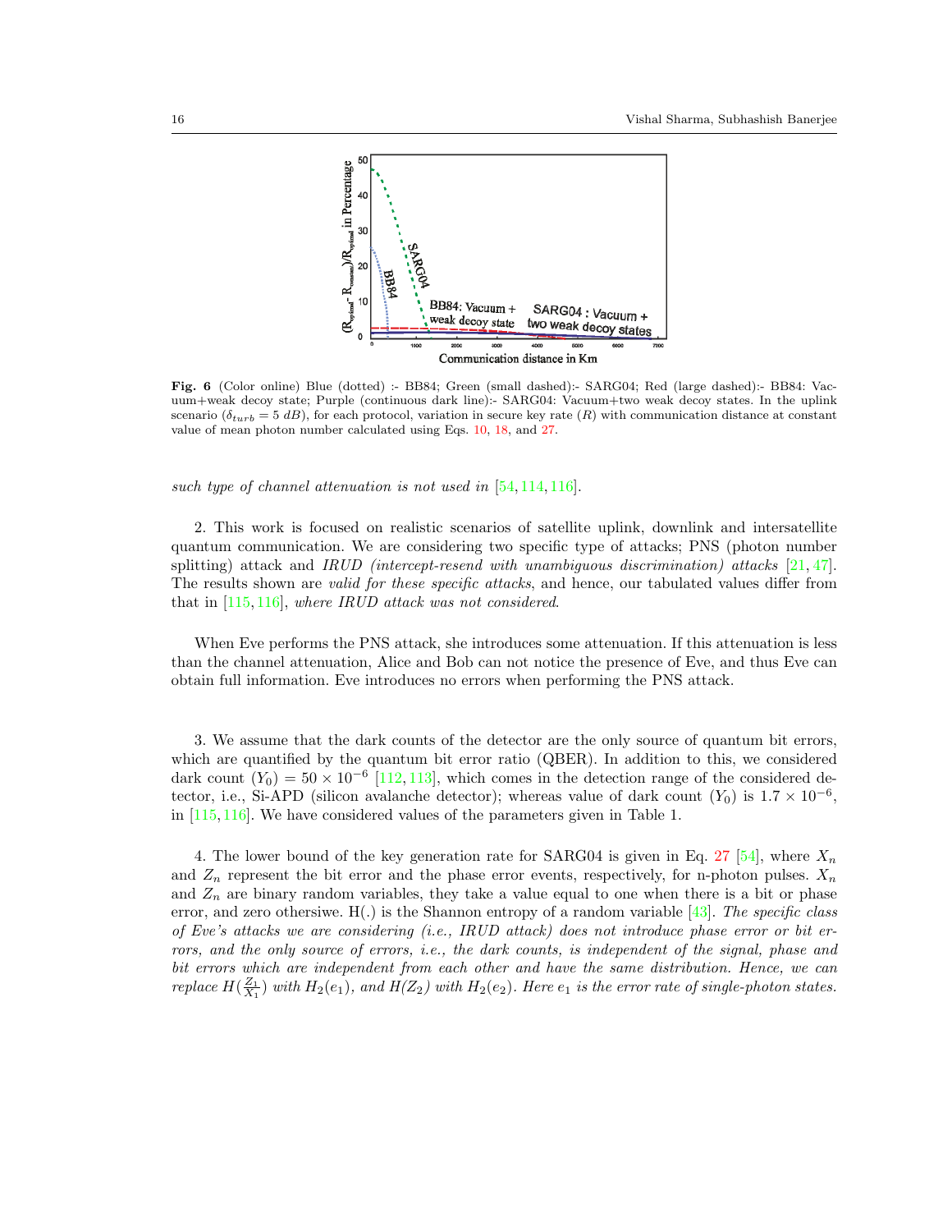**Fig. 6** (Color online) Blue (dotted) :- BB84; Green (small dashed):- SARG04; Red (large dashed):- BB84: Vacuum+weak decoy state; Purple (continuous dark line):- SARG04: Vacuum+two weak decoy states. In the uplink scenario ($\delta_{turb} = 5\ dB$), for each protocol, variation in secure key rate ($R$) with communication distance at constant value of mean photon number calculated using Eqs. 10, 18, and 27.

*such type of channel attenuation is not used in* [54, 114, 116].

2. This work is focused on realistic scenarios of satellite uplink, downlink and intersatellite quantum communication. We are considering two specific type of attacks; PNS (photon number splitting) attack and *IRUD (intercept-resend with unambiguous discrimination) attacks* [21, 47]. The results shown are *valid for these specific attacks*, and hence, our tabulated values differ from that in [115, 116], *where IRUD attack was not considered*.

When Eve performs the PNS attack, she introduces some attenuation. If this attenuation is less than the channel attenuation, Alice and Bob can not notice the presence of Eve, and thus Eve can obtain full information. Eve introduces no errors when performing the PNS attack.

3. We assume that the dark counts of the detector are the only source of quantum bit errors, which are quantified by the quantum bit error ratio (QBER). In addition to this, we considered dark count ($Y_0$) $= 50 \times 10^{-6}$ [112, 113], which comes in the detection range of the considered detector, i.e., Si-APD (silicon avalanche detector); whereas value of dark count ($Y_0$) is $1.7 \times 10^{-6}$, in [115, 116]. We have considered values of the parameters given in Table 1.

4. The lower bound of the key generation rate for SARG04 is given in Eq. 27 [54], where $X_n$ and $Z_n$ represent the bit error and the phase error events, respectively, for n-photon pulses. $X_n$ and $Z_n$ are binary random variables, they take a value equal to one when there is a bit or phase error, and zero othersiwe. H(.) is the Shannon entropy of a random variable [43]. *The specific class of Eve's attacks we are considering (i.e., IRUD attack) does not introduce phase error or bit errors, and the only source of errors, i.e., the dark counts, is independent of the signal, phase and bit errors which are independent from each other and have the same distribution. Hence, we can replace* $H(\frac{Z_1}{X_1})$ *with* $H_2(e_1)$*, and* $H(Z_2)$ *with* $H_2(e_2)$*. Here* $e_1$ *is the error rate of single-photon states.*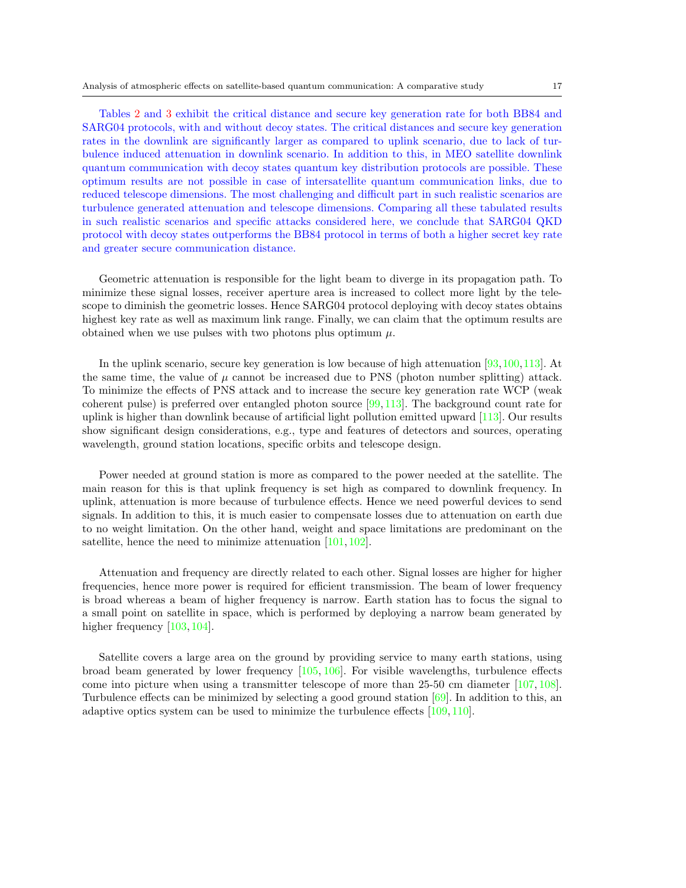Tables 2 and 3 exhibit the critical distance and secure key generation rate for both BB84 and SARG04 protocols, with and without decoy states. The critical distances and secure key generation rates in the downlink are significantly larger as compared to uplink scenario, due to lack of turbulence induced attenuation in downlink scenario. In addition to this, in MEO satellite downlink quantum communication with decoy states quantum key distribution protocols are possible. These optimum results are not possible in case of intersatellite quantum communication links, due to reduced telescope dimensions. The most challenging and difficult part in such realistic scenarios are turbulence generated attenuation and telescope dimensions. Comparing all these tabulated results in such realistic scenarios and specific attacks considered here, we conclude that SARG04 QKD protocol with decoy states outperforms the BB84 protocol in terms of both a higher secret key rate and greater secure communication distance.

Geometric attenuation is responsible for the light beam to diverge in its propagation path. To minimize these signal losses, receiver aperture area is increased to collect more light by the telescope to diminish the geometric losses. Hence SARG04 protocol deploying with decoy states obtains highest key rate as well as maximum link range. Finally, we can claim that the optimum results are obtained when we use pulses with two photons plus optimum $\mu$.

In the uplink scenario, secure key generation is low because of high attenuation [93,100,113]. At the same time, the value of $\mu$ cannot be increased due to PNS (photon number splitting) attack. To minimize the effects of PNS attack and to increase the secure key generation rate WCP (weak coherent pulse) is preferred over entangled photon source [99,113]. The background count rate for uplink is higher than downlink because of artificial light pollution emitted upward [113]. Our results show significant design considerations, e.g., type and features of detectors and sources, operating wavelength, ground station locations, specific orbits and telescope design.

Power needed at ground station is more as compared to the power needed at the satellite. The main reason for this is that uplink frequency is set high as compared to downlink frequency. In uplink, attenuation is more because of turbulence effects. Hence we need powerful devices to send signals. In addition to this, it is much easier to compensate losses due to attenuation on earth due to no weight limitation. On the other hand, weight and space limitations are predominant on the satellite, hence the need to minimize attenuation [101,102].

Attenuation and frequency are directly related to each other. Signal losses are higher for higher frequencies, hence more power is required for efficient transmission. The beam of lower frequency is broad whereas a beam of higher frequency is narrow. Earth station has to focus the signal to a small point on satellite in space, which is performed by deploying a narrow beam generated by higher frequency [103,104].

Satellite covers a large area on the ground by providing service to many earth stations, using broad beam generated by lower frequency [105,106]. For visible wavelengths, turbulence effects come into picture when using a transmitter telescope of more than 25-50 cm diameter [107,108]. Turbulence effects can be minimized by selecting a good ground station [69]. In addition to this, an adaptive optics system can be used to minimize the turbulence effects [109,110].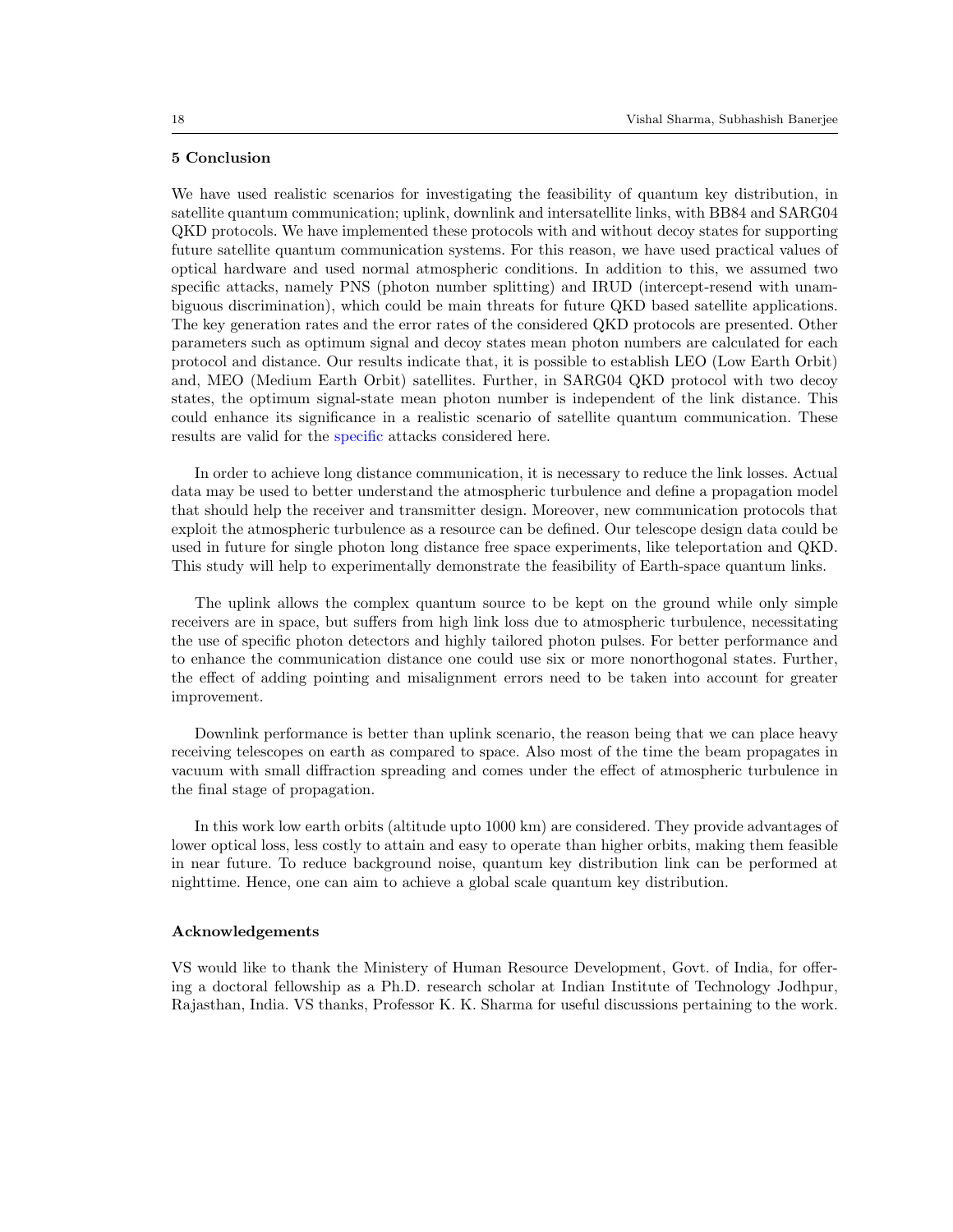## 5 Conclusion

We have used realistic scenarios for investigating the feasibility of quantum key distribution, in satellite quantum communication; uplink, downlink and intersatellite links, with BB84 and SARG04 QKD protocols. We have implemented these protocols with and without decoy states for supporting future satellite quantum communication systems. For this reason, we have used practical values of optical hardware and used normal atmospheric conditions. In addition to this, we assumed two specific attacks, namely PNS (photon number splitting) and IRUD (intercept-resend with unambiguous discrimination), which could be main threats for future QKD based satellite applications. The key generation rates and the error rates of the considered QKD protocols are presented. Other parameters such as optimum signal and decoy states mean photon numbers are calculated for each protocol and distance. Our results indicate that, it is possible to establish LEO (Low Earth Orbit) and, MEO (Medium Earth Orbit) satellites. Further, in SARG04 QKD protocol with two decoy states, the optimum signal-state mean photon number is independent of the link distance. This could enhance its significance in a realistic scenario of satellite quantum communication. These results are valid for the specific attacks considered here.

In order to achieve long distance communication, it is necessary to reduce the link losses. Actual data may be used to better understand the atmospheric turbulence and define a propagation model that should help the receiver and transmitter design. Moreover, new communication protocols that exploit the atmospheric turbulence as a resource can be defined. Our telescope design data could be used in future for single photon long distance free space experiments, like teleportation and QKD. This study will help to experimentally demonstrate the feasibility of Earth-space quantum links.

The uplink allows the complex quantum source to be kept on the ground while only simple receivers are in space, but suffers from high link loss due to atmospheric turbulence, necessitating the use of specific photon detectors and highly tailored photon pulses. For better performance and to enhance the communication distance one could use six or more nonorthogonal states. Further, the effect of adding pointing and misalignment errors need to be taken into account for greater improvement.

Downlink performance is better than uplink scenario, the reason being that we can place heavy receiving telescopes on earth as compared to space. Also most of the time the beam propagates in vacuum with small diffraction spreading and comes under the effect of atmospheric turbulence in the final stage of propagation.

In this work low earth orbits (altitude upto 1000 km) are considered. They provide advantages of lower optical loss, less costly to attain and easy to operate than higher orbits, making them feasible in near future. To reduce background noise, quantum key distribution link can be performed at nighttime. Hence, one can aim to achieve a global scale quantum key distribution.

## Acknowledgements

VS would like to thank the Ministery of Human Resource Development, Govt. of India, for offering a doctoral fellowship as a Ph.D. research scholar at Indian Institute of Technology Jodhpur, Rajasthan, India. VS thanks, Professor K. K. Sharma for useful discussions pertaining to the work.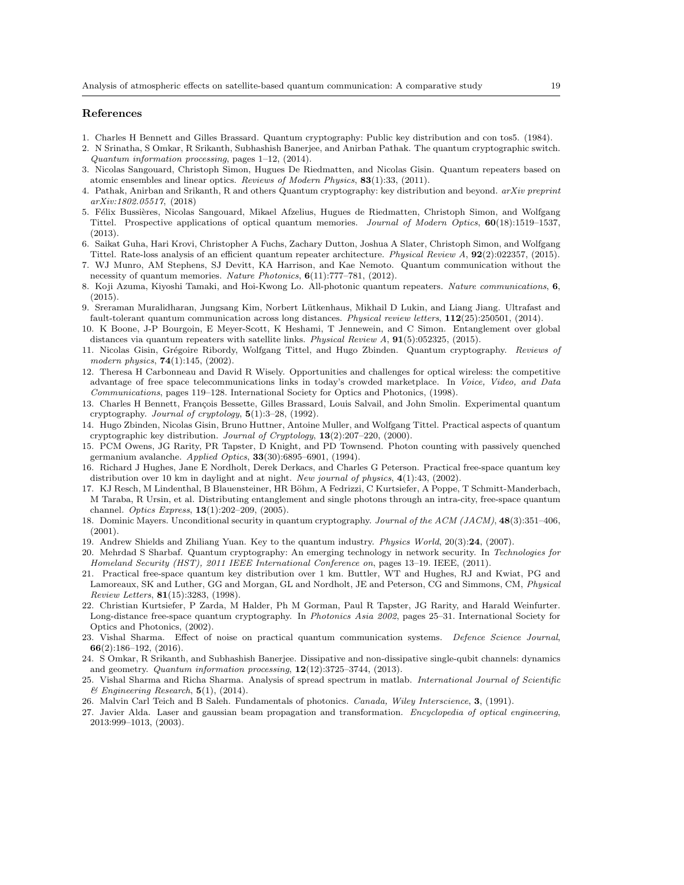## References

1. Charles H Bennett and Gilles Brassard. Quantum cryptography: Public key distribution and con tos5. (1984).
2. N Srinatha, S Omkar, R Srikanth, Subhashish Banerjee, and Anirban Pathak. The quantum cryptographic switch. *Quantum information processing*, pages 1–12, (2014).
3. Nicolas Sangouard, Christoph Simon, Hugues De Riedmatten, and Nicolas Gisin. Quantum repeaters based on atomic ensembles and linear optics. *Reviews of Modern Physics*, **83**(1):33, (2011).
4. Pathak, Anirban and Srikanth, R and others Quantum cryptography: key distribution and beyond. *arXiv preprint arXiv:1802.05517*, (2018)
5. Félix Bussières, Nicolas Sangouard, Mikael Afzelius, Hugues de Riedmatten, Christoph Simon, and Wolfgang Tittel. Prospective applications of optical quantum memories. *Journal of Modern Optics*, **60**(18):1519–1537, (2013).
6. Saikat Guha, Hari Krovi, Christopher A Fuchs, Zachary Dutton, Joshua A Slater, Christoph Simon, and Wolfgang Tittel. Rate-loss analysis of an efficient quantum repeater architecture. *Physical Review A*, **92**(2):022357, (2015).
7. WJ Munro, AM Stephens, SJ Devitt, KA Harrison, and Kae Nemoto. Quantum communication without the necessity of quantum memories. *Nature Photonics*, **6**(11):777–781, (2012).
8. Koji Azuma, Kiyoshi Tamaki, and Hoi-Kwong Lo. All-photonic quantum repeaters. *Nature communications*, **6**, (2015).
9. Sreraman Muralidharan, Jungsang Kim, Norbert Lütkenhaus, Mikhail D Lukin, and Liang Jiang. Ultrafast and fault-tolerant quantum communication across long distances. *Physical review letters*, **112**(25):250501, (2014).
10. K Boone, J-P Bourgoin, E Meyer-Scott, K Heshami, T Jennewein, and C Simon. Entanglement over global distances via quantum repeaters with satellite links. *Physical Review A*, **91**(5):052325, (2015).
11. Nicolas Gisin, Grégoire Ribordy, Wolfgang Tittel, and Hugo Zbinden. Quantum cryptography. *Reviews of modern physics*, **74**(1):145, (2002).
12. Theresa H Carbonneau and David R Wisely. Opportunities and challenges for optical wireless: the competitive advantage of free space telecommunications links in today's crowded marketplace. In *Voice, Video, and Data Communications*, pages 119–128. International Society for Optics and Photonics, (1998).
13. Charles H Bennett, François Bessette, Gilles Brassard, Louis Salvail, and John Smolin. Experimental quantum cryptography. *Journal of cryptology*, **5**(1):3–28, (1992).
14. Hugo Zbinden, Nicolas Gisin, Bruno Huttner, Antoine Muller, and Wolfgang Tittel. Practical aspects of quantum cryptographic key distribution. *Journal of Cryptology*, **13**(2):207–220, (2000).
15. PCM Owens, JG Rarity, PR Tapster, D Knight, and PD Townsend. Photon counting with passively quenched germanium avalanche. *Applied Optics*, **33**(30):6895–6901, (1994).
16. Richard J Hughes, Jane E Nordholt, Derek Derkacs, and Charles G Peterson. Practical free-space quantum key distribution over 10 km in daylight and at night. *New journal of physics*, **4**(1):43, (2002).
17. KJ Resch, M Lindenthal, B Blauensteiner, HR Böhm, A Fedrizzi, C Kurtsiefer, A Poppe, T Schmitt-Manderbach, M Taraba, R Ursin, et al. Distributing entanglement and single photons through an intra-city, free-space quantum channel. *Optics Express*, **13**(1):202–209, (2005).
18. Dominic Mayers. Unconditional security in quantum cryptography. *Journal of the ACM (JACM)*, **48**(3):351–406, (2001).
19. Andrew Shields and Zhiliang Yuan. Key to the quantum industry. *Physics World*, 20(3):**24**, (2007).
20. Mehrdad S Sharbaf. Quantum cryptography: An emerging technology in network security. In *Technologies for Homeland Security (HST), 2011 IEEE International Conference on*, pages 13–19. IEEE, (2011).
21. Practical free-space quantum key distribution over 1 km. Buttler, WT and Hughes, RJ and Kwiat, PG and Lamoreaux, SK and Luther, GG and Morgan, GL and Nordholt, JE and Peterson, CG and Simmons, CM, *Physical Review Letters*, **81**(15):3283, (1998).
22. Christian Kurtsiefer, P Zarda, M Halder, Ph M Gorman, Paul R Tapster, JG Rarity, and Harald Weinfurter. Long-distance free-space quantum cryptography. In *Photonics Asia 2002*, pages 25–31. International Society for Optics and Photonics, (2002).
23. Vishal Sharma. Effect of noise on practical quantum communication systems. *Defence Science Journal*, **66**(2):186–192, (2016).
24. S Omkar, R Srikanth, and Subhashish Banerjee. Dissipative and non-dissipative single-qubit channels: dynamics and geometry. *Quantum information processing*, **12**(12):3725–3744, (2013).
25. Vishal Sharma and Richa Sharma. Analysis of spread spectrum in matlab. *International Journal of Scientific & Engineering Research*, **5**(1), (2014).
26. Malvin Carl Teich and B Saleh. Fundamentals of photonics. *Canada, Wiley Interscience*, **3**, (1991).
27. Javier Alda. Laser and gaussian beam propagation and transformation. *Encyclopedia of optical engineering*, 2013:999–1013, (2003).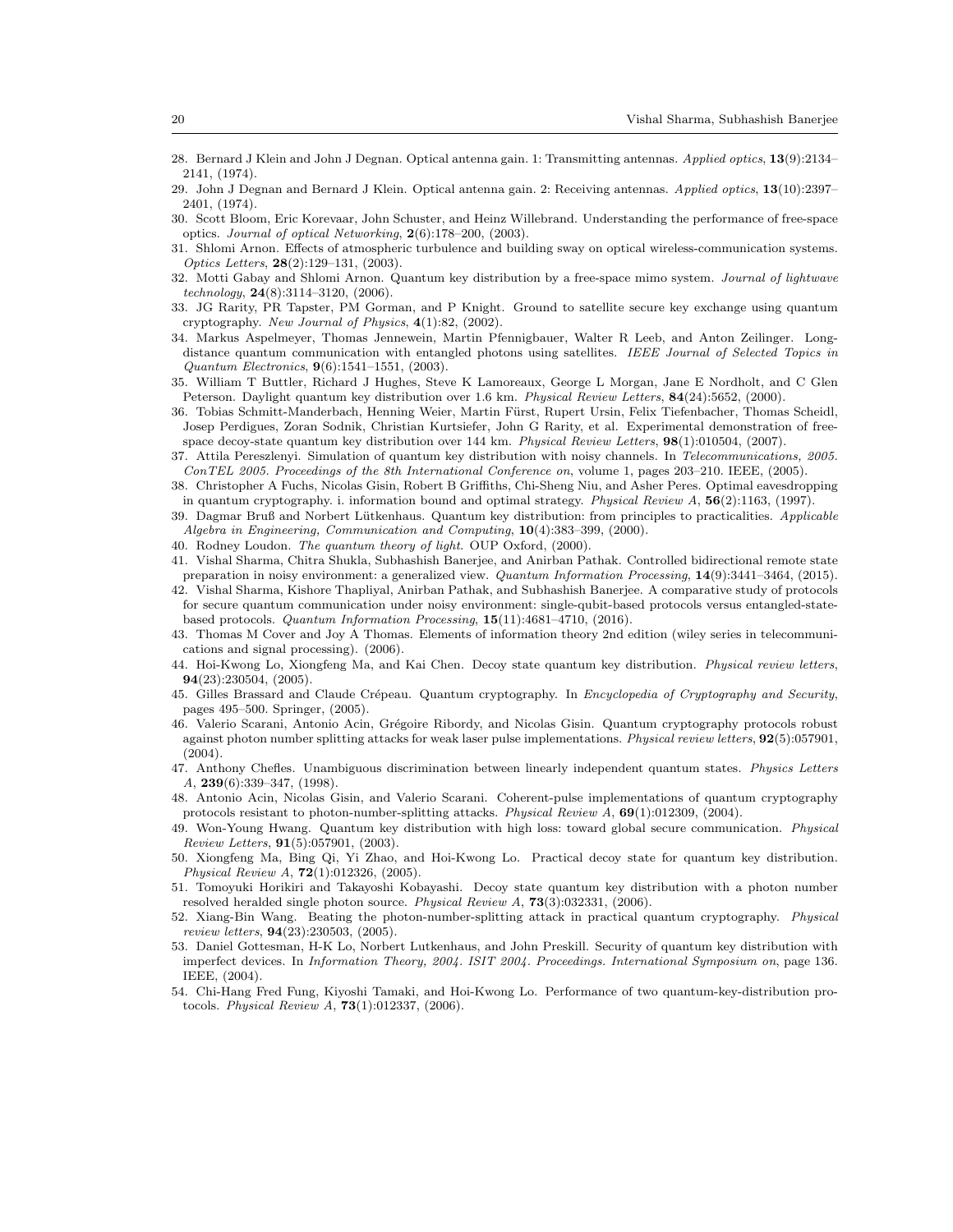28. Bernard J Klein and John J Degnan. Optical antenna gain. 1: Transmitting antennas. *Applied optics*, **13**(9):2134–2141, (1974).
29. John J Degnan and Bernard J Klein. Optical antenna gain. 2: Receiving antennas. *Applied optics*, **13**(10):2397–2401, (1974).
30. Scott Bloom, Eric Korevaar, John Schuster, and Heinz Willebrand. Understanding the performance of free-space optics. *Journal of optical Networking*, **2**(6):178–200, (2003).
31. Shlomi Arnon. Effects of atmospheric turbulence and building sway on optical wireless-communication systems. *Optics Letters*, **28**(2):129–131, (2003).
32. Motti Gabay and Shlomi Arnon. Quantum key distribution by a free-space mimo system. *Journal of lightwave technology*, **24**(8):3114–3120, (2006).
33. JG Rarity, PR Tapster, PM Gorman, and P Knight. Ground to satellite secure key exchange using quantum cryptography. *New Journal of Physics*, **4**(1):82, (2002).
34. Markus Aspelmeyer, Thomas Jennewein, Martin Pfennigbauer, Walter R Leeb, and Anton Zeilinger. Long-distance quantum communication with entangled photons using satellites. *IEEE Journal of Selected Topics in Quantum Electronics*, **9**(6):1541–1551, (2003).
35. William T Buttler, Richard J Hughes, Steve K Lamoreaux, George L Morgan, Jane E Nordholt, and C Glen Peterson. Daylight quantum key distribution over 1.6 km. *Physical Review Letters*, **84**(24):5652, (2000).
36. Tobias Schmitt-Manderbach, Henning Weier, Martin Fürst, Rupert Ursin, Felix Tiefenbacher, Thomas Scheidl, Josep Perdigues, Zoran Sodnik, Christian Kurtsiefer, John G Rarity, et al. Experimental demonstration of free-space decoy-state quantum key distribution over 144 km. *Physical Review Letters*, **98**(1):010504, (2007).
37. Attila Pereszlenyi. Simulation of quantum key distribution with noisy channels. In *Telecommunications, 2005. ConTEL 2005. Proceedings of the 8th International Conference on*, volume 1, pages 203–210. IEEE, (2005).
38. Christopher A Fuchs, Nicolas Gisin, Robert B Griffiths, Chi-Sheng Niu, and Asher Peres. Optimal eavesdropping in quantum cryptography. i. information bound and optimal strategy. *Physical Review A*, **56**(2):1163, (1997).
39. Dagmar Bruß and Norbert Lütkenhaus. Quantum key distribution: from principles to practicalities. *Applicable Algebra in Engineering, Communication and Computing*, **10**(4):383–399, (2000).
40. Rodney Loudon. *The quantum theory of light.* OUP Oxford, (2000).
41. Vishal Sharma, Chitra Shukla, Subhashish Banerjee, and Anirban Pathak. Controlled bidirectional remote state preparation in noisy environment: a generalized view. *Quantum Information Processing*, **14**(9):3441–3464, (2015).
42. Vishal Sharma, Kishore Thapliyal, Anirban Pathak, and Subhashish Banerjee. A comparative study of protocols for secure quantum communication under noisy environment: single-qubit-based protocols versus entangled-state-based protocols. *Quantum Information Processing*, **15**(11):4681–4710, (2016).
43. Thomas M Cover and Joy A Thomas. Elements of information theory 2nd edition (wiley series in telecommunications and signal processing). (2006).
44. Hoi-Kwong Lo, Xiongfeng Ma, and Kai Chen. Decoy state quantum key distribution. *Physical review letters*, **94**(23):230504, (2005).
45. Gilles Brassard and Claude Crépeau. Quantum cryptography. In *Encyclopedia of Cryptography and Security*, pages 495–500. Springer, (2005).
46. Valerio Scarani, Antonio Acin, Grégoire Ribordy, and Nicolas Gisin. Quantum cryptography protocols robust against photon number splitting attacks for weak laser pulse implementations. *Physical review letters*, **92**(5):057901, (2004).
47. Anthony Chefles. Unambiguous discrimination between linearly independent quantum states. *Physics Letters A*, **239**(6):339–347, (1998).
48. Antonio Acin, Nicolas Gisin, and Valerio Scarani. Coherent-pulse implementations of quantum cryptography protocols resistant to photon-number-splitting attacks. *Physical Review A*, **69**(1):012309, (2004).
49. Won-Young Hwang. Quantum key distribution with high loss: toward global secure communication. *Physical Review Letters*, **91**(5):057901, (2003).
50. Xiongfeng Ma, Bing Qi, Yi Zhao, and Hoi-Kwong Lo. Practical decoy state for quantum key distribution. *Physical Review A*, **72**(1):012326, (2005).
51. Tomoyuki Horikiri and Takayoshi Kobayashi. Decoy state quantum key distribution with a photon number resolved heralded single photon source. *Physical Review A*, **73**(3):032331, (2006).
52. Xiang-Bin Wang. Beating the photon-number-splitting attack in practical quantum cryptography. *Physical review letters*, **94**(23):230503, (2005).
53. Daniel Gottesman, H-K Lo, Norbert Lutkenhaus, and John Preskill. Security of quantum key distribution with imperfect devices. In *Information Theory, 2004. ISIT 2004. Proceedings. International Symposium on*, page 136. IEEE, (2004).
54. Chi-Hang Fred Fung, Kiyoshi Tamaki, and Hoi-Kwong Lo. Performance of two quantum-key-distribution protocols. *Physical Review A*, **73**(1):012337, (2006).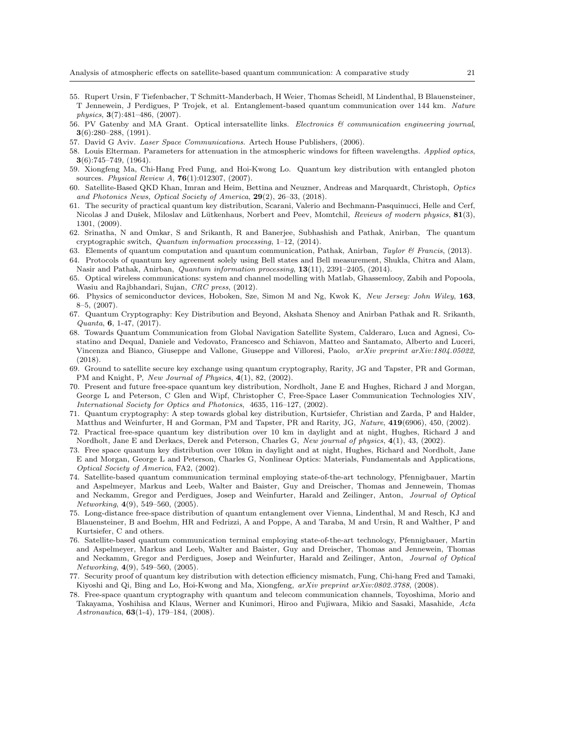55. Rupert Ursin, F Tiefenbacher, T Schmitt-Manderbach, H Weier, Thomas Scheidl, M Lindenthal, B Blauensteiner, T Jennewein, J Perdigues, P Trojek, et al. Entanglement-based quantum communication over 144 km. *Nature physics*, **3**(7):481–486, (2007).
56. PV Gatenby and MA Grant. Optical intersatellite links. *Electronics & communication engineering journal*, **3**(6):280–288, (1991).
57. David G Aviv. *Laser Space Communications*. Artech House Publishers, (2006).
58. Louis Elterman. Parameters for attenuation in the atmospheric windows for fifteen wavelengths. *Applied optics*, **3**(6):745–749, (1964).
59. Xiongfeng Ma, Chi-Hang Fred Fung, and Hoi-Kwong Lo. Quantum key distribution with entangled photon sources. *Physical Review A*, **76**(1):012307, (2007).
60. Satellite-Based QKD Khan, Imran and Heim, Bettina and Neuzner, Andreas and Marquardt, Christoph, *Optics and Photonics News, Optical Society of America*, **29**(2), 26–33, (2018).
61. The security of practical quantum key distribution, Scarani, Valerio and Bechmann-Pasquinucci, Helle and Cerf, Nicolas J and Dušek, Miloslav and Lütkenhaus, Norbert and Peev, Momtchil, *Reviews of modern physics*, **81**(3), 1301, (2009).
62. Srinatha, N and Omkar, S and Srikanth, R and Banerjee, Subhashish and Pathak, Anirban, The quantum cryptographic switch, *Quantum information processing*, 1–12, (2014).
63. Elements of quantum computation and quantum communication, Pathak, Anirban, *Taylor & Francis*, (2013).
64. Protocols of quantum key agreement solely using Bell states and Bell measurement, Shukla, Chitra and Alam, Nasir and Pathak, Anirban, *Quantum information processing*, **13**(11), 2391–2405, (2014).
65. Optical wireless communications: system and channel modelling with Matlab, Ghassemlooy, Zabih and Popoola, Wasiu and Rajbhandari, Sujan, *CRC press*, (2012).
66. Physics of semiconductor devices, Hoboken, Sze, Simon M and Ng, Kwok K, *New Jersey: John Wiley*, **163**, 8–5, (2007).
67. Quantum Cryptography: Key Distribution and Beyond, Akshata Shenoy and Anirban Pathak and R. Srikanth, *Quanta*, **6**, 1-47, (2017).
68. Towards Quantum Communication from Global Navigation Satellite System, Calderaro, Luca and Agnesi, Costatino and Dequal, Daniele and Vedovato, Francesco and Schiavon, Matteo and Santamato, Alberto and Luceri, Vincenza and Bianco, Giuseppe and Vallone, Giuseppe and Villoresi, Paolo, *arXiv preprint arXiv:1804.05022*, (2018).
69. Ground to satellite secure key exchange using quantum cryptography, Rarity, JG and Tapster, PR and Gorman, PM and Knight, P, *New Journal of Physics*, **4**(1), 82, (2002).
70. Present and future free-space quantum key distribution, Nordholt, Jane E and Hughes, Richard J and Morgan, George L and Peterson, C Glen and Wipf, Christopher C, Free-Space Laser Communication Technologies XIV, *International Society for Optics and Photonics*, 4635, 116–127, (2002).
71. Quantum cryptography: A step towards global key distribution, Kurtsiefer, Christian and Zarda, P and Halder, Matthus and Weinfurter, H and Gorman, PM and Tapster, PR and Rarity, JG, *Nature*, **419**(6906), 450, (2002).
72. Practical free-space quantum key distribution over 10 km in daylight and at night, Hughes, Richard J and Nordholt, Jane E and Derkacs, Derek and Peterson, Charles G, *New journal of physics*, **4**(1), 43, (2002).
73. Free space quantum key distribution over 10km in daylight and at night, Hughes, Richard and Nordholt, Jane E and Morgan, George L and Peterson, Charles G, Nonlinear Optics: Materials, Fundamentals and Applications, *Optical Society of America*, FA2, (2002).
74. Satellite-based quantum communication terminal employing state-of-the-art technology, Pfennigbauer, Martin and Aspelmeyer, Markus and Leeb, Walter and Baister, Guy and Dreischer, Thomas and Jennewein, Thomas and Neckamm, Gregor and Perdigues, Josep and Weinfurter, Harald and Zeilinger, Anton, *Journal of Optical Networking*, **4**(9), 549–560, (2005).
75. Long-distance free-space distribution of quantum entanglement over Vienna, Lindenthal, M and Resch, KJ and Blauensteiner, B and Boehm, HR and Fedrizzi, A and Poppe, A and Taraba, M and Ursin, R and Walther, P and Kurtsiefer, C and others.
76. Satellite-based quantum communication terminal employing state-of-the-art technology, Pfennigbauer, Martin and Aspelmeyer, Markus and Leeb, Walter and Baister, Guy and Dreischer, Thomas and Jennewein, Thomas and Neckamm, Gregor and Perdigues, Josep and Weinfurter, Harald and Zeilinger, Anton, *Journal of Optical Networking*, **4**(9), 549–560, (2005).
77. Security proof of quantum key distribution with detection efficiency mismatch, Fung, Chi-hang Fred and Tamaki, Kiyoshi and Qi, Bing and Lo, Hoi-Kwong and Ma, Xiongfeng, *arXiv preprint arXiv:0802.3788*, (2008).
78. Free-space quantum cryptography with quantum and telecom communication channels, Toyoshima, Morio and Takayama, Yoshihisa and Klaus, Werner and Kunimori, Hiroo and Fujiwara, Mikio and Sasaki, Masahide, *Acta Astronautica*, **63**(1-4), 179–184, (2008).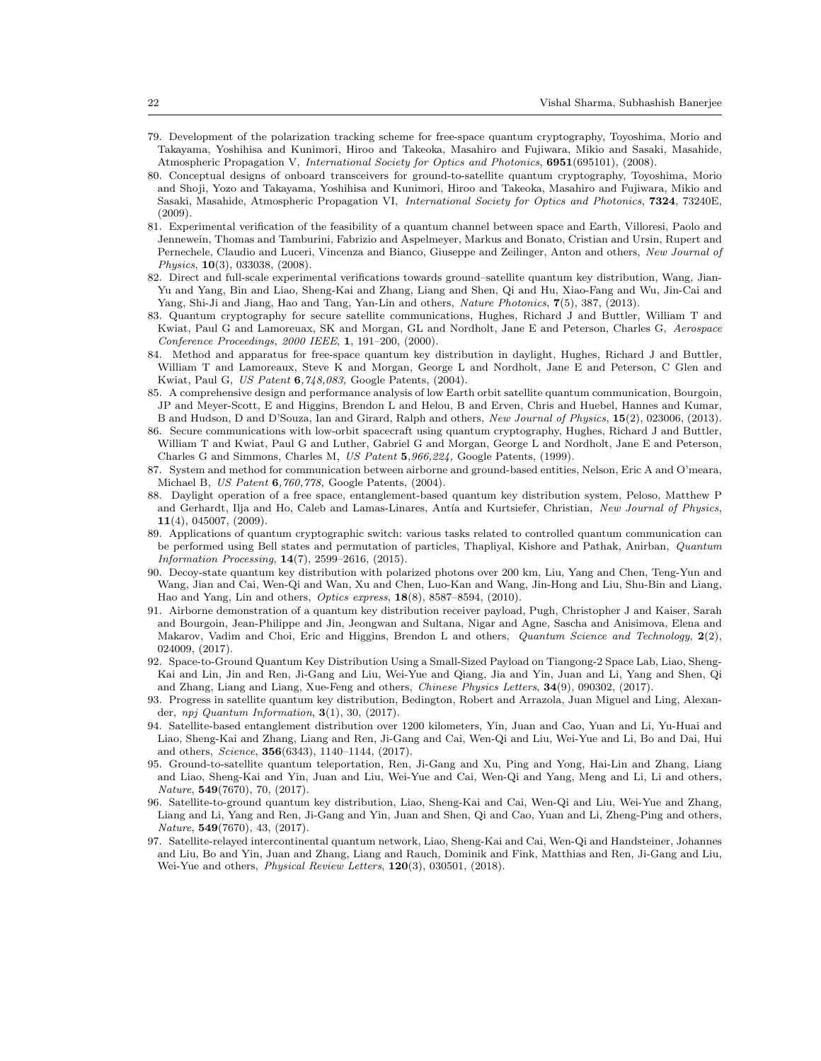79. Development of the polarization tracking scheme for free-space quantum cryptography, Toyoshima, Morio and Takayama, Yoshihisa and Kunimori, Hiroo and Takeoka, Masahiro and Fujiwara, Mikio and Sasaki, Masahide, Atmospheric Propagation V, *International Society for Optics and Photonics*, **6951**(695101), (2008).
80. Conceptual designs of onboard transceivers for ground-to-satellite quantum cryptography, Toyoshima, Morio and Shoji, Yozo and Takayama, Yoshihisa and Kunimori, Hiroo and Takeoka, Masahiro and Fujiwara, Mikio and Sasaki, Masahide, Atmospheric Propagation VI, *International Society for Optics and Photonics*, **7324**, 73240E, (2009).
81. Experimental verification of the feasibility of a quantum channel between space and Earth, Villoresi, Paolo and Jennewein, Thomas and Tamburini, Fabrizio and Aspelmeyer, Markus and Bonato, Cristian and Ursin, Rupert and Pernechele, Claudio and Luceri, Vincenza and Bianco, Giuseppe and Zeilinger, Anton and others, *New Journal of Physics*, **10**(3), 033038, (2008).
82. Direct and full-scale experimental verifications towards ground–satellite quantum key distribution, Wang, Jian-Yu and Yang, Bin and Liao, Sheng-Kai and Zhang, Liang and Shen, Qi and Hu, Xiao-Fang and Wu, Jin-Cai and Yang, Shi-Ji and Jiang, Hao and Tang, Yan-Lin and others, *Nature Photonics*, **7**(5), 387, (2013).
83. Quantum cryptography for secure satellite communications, Hughes, Richard J and Buttler, William T and Kwiat, Paul G and Lamoreaux, SK and Morgan, GL and Nordholt, Jane E and Peterson, Charles G, *Aerospace Conference Proceedings, 2000 IEEE*, **1**, 191–200, (2000).
84. Method and apparatus for free-space quantum key distribution in daylight, Hughes, Richard J and Buttler, William T and Lamoreaux, Steve K and Morgan, George L and Nordholt, Jane E and Peterson, C Glen and Kwiat, Paul G, *US Patent* **6***,748,083,* Google Patents, (2004).
85. A comprehensive design and performance analysis of low Earth orbit satellite quantum communication, Bourgoin, JP and Meyer-Scott, E and Higgins, Brendon L and Helou, B and Erven, Chris and Huebel, Hannes and Kumar, B and Hudson, D and D'Souza, Ian and Girard, Ralph and others, *New Journal of Physics*, **15**(2), 023006, (2013).
86. Secure communications with low-orbit spacecraft using quantum cryptography, Hughes, Richard J and Buttler, William T and Kwiat, Paul G and Luther, Gabriel G and Morgan, George L and Nordholt, Jane E and Peterson, Charles G and Simmons, Charles M, *US Patent* **5***,966,224,* Google Patents, (1999).
87. System and method for communication between airborne and ground-based entities, Nelson, Eric A and O'meara, Michael B, *US Patent* **6***,760,778,* Google Patents, (2004).
88. Daylight operation of a free space, entanglement-based quantum key distribution system, Peloso, Matthew P and Gerhardt, Ilja and Ho, Caleb and Lamas-Linares, Antía and Kurtsiefer, Christian, *New Journal of Physics*, **11**(4), 045007, (2009).
89. Applications of quantum cryptographic switch: various tasks related to controlled quantum communication can be performed using Bell states and permutation of particles, Thapliyal, Kishore and Pathak, Anirban, *Quantum Information Processing*, **14**(7), 2599–2616, (2015).
90. Decoy-state quantum key distribution with polarized photons over 200 km, Liu, Yang and Chen, Teng-Yun and Wang, Jian and Cai, Wen-Qi and Wan, Xu and Chen, Luo-Kan and Wang, Jin-Hong and Liu, Shu-Bin and Liang, Hao and Yang, Lin and others, *Optics express*, **18**(8), 8587–8594, (2010).
91. Airborne demonstration of a quantum key distribution receiver payload, Pugh, Christopher J and Kaiser, Sarah and Bourgoin, Jean-Philippe and Jin, Jeongwan and Sultana, Nigar and Agne, Sascha and Anisimova, Elena and Makarov, Vadim and Choi, Eric and Higgins, Brendon L and others, *Quantum Science and Technology*, **2**(2), 024009, (2017).
92. Space-to-Ground Quantum Key Distribution Using a Small-Sized Payload on Tiangong-2 Space Lab, Liao, Sheng-Kai and Lin, Jin and Ren, Ji-Gang and Liu, Wei-Yue and Qiang, Jia and Yin, Juan and Li, Yang and Shen, Qi and Zhang, Liang and Liang, Xue-Feng and others, *Chinese Physics Letters*, **34**(9), 090302, (2017).
93. Progress in satellite quantum key distribution, Bedington, Robert and Arrazola, Juan Miguel and Ling, Alexander, *npj Quantum Information*, **3**(1), 30, (2017).
94. Satellite-based entanglement distribution over 1200 kilometers, Yin, Juan and Cao, Yuan and Li, Yu-Huai and Liao, Sheng-Kai and Zhang, Liang and Ren, Ji-Gang and Cai, Wen-Qi and Liu, Wei-Yue and Li, Bo and Dai, Hui and others, *Science*, **356**(6343), 1140–1144, (2017).
95. Ground-to-satellite quantum teleportation, Ren, Ji-Gang and Xu, Ping and Yong, Hai-Lin and Zhang, Liang and Liao, Sheng-Kai and Yin, Juan and Liu, Wei-Yue and Cai, Wen-Qi and Yang, Meng and Li, Li and others, *Nature*, **549**(7670), 70, (2017).
96. Satellite-to-ground quantum key distribution, Liao, Sheng-Kai and Cai, Wen-Qi and Liu, Wei-Yue and Zhang, Liang and Li, Yang and Ren, Ji-Gang and Yin, Juan and Shen, Qi and Cao, Yuan and Li, Zheng-Ping and others, *Nature*, **549**(7670), 43, (2017).
97. Satellite-relayed intercontinental quantum network, Liao, Sheng-Kai and Cai, Wen-Qi and Handsteiner, Johannes and Liu, Bo and Yin, Juan and Zhang, Liang and Rauch, Dominik and Fink, Matthias and Ren, Ji-Gang and Liu, Wei-Yue and others, *Physical Review Letters*, **120**(3), 030501, (2018).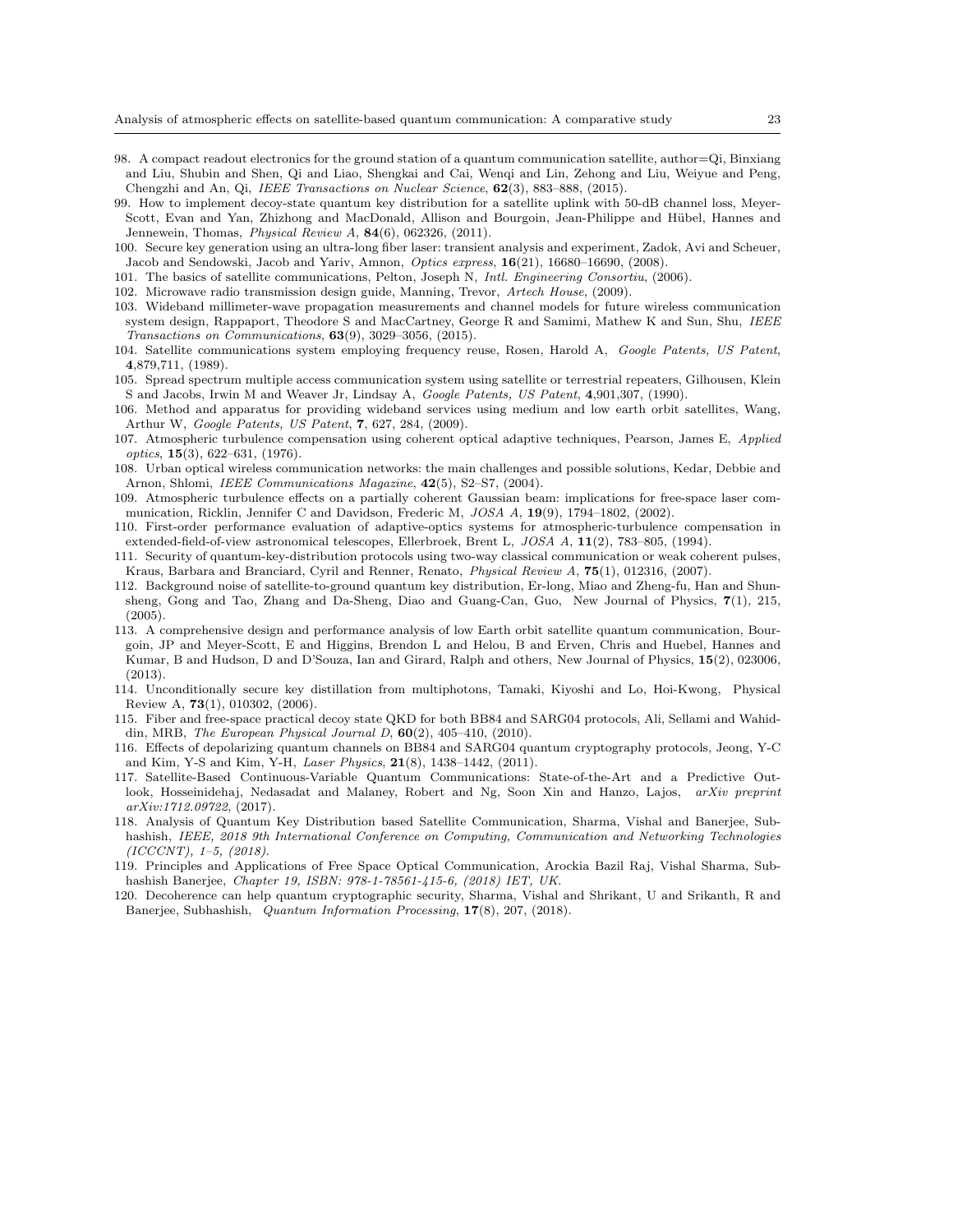98. A compact readout electronics for the ground station of a quantum communication satellite, author=Qi, Binxiang and Liu, Shubin and Shen, Qi and Liao, Shengkai and Cai, Wenqi and Lin, Zehong and Liu, Weiyue and Peng, Chengzhi and An, Qi, *IEEE Transactions on Nuclear Science*, **62**(3), 883–888, (2015).
99. How to implement decoy-state quantum key distribution for a satellite uplink with 50-dB channel loss, Meyer-Scott, Evan and Yan, Zhizhong and MacDonald, Allison and Bourgoin, Jean-Philippe and Hübel, Hannes and Jennewein, Thomas, *Physical Review A*, **84**(6), 062326, (2011).
100. Secure key generation using an ultra-long fiber laser: transient analysis and experiment, Zadok, Avi and Scheuer, Jacob and Sendowski, Jacob and Yariv, Amnon, *Optics express*, **16**(21), 16680–16690, (2008).
101. The basics of satellite communications, Pelton, Joseph N, *Intl. Engineering Consortiu*, (2006).
102. Microwave radio transmission design guide, Manning, Trevor, *Artech House*, (2009).
103. Wideband millimeter-wave propagation measurements and channel models for future wireless communication system design, Rappaport, Theodore S and MacCartney, George R and Samimi, Mathew K and Sun, Shu, *IEEE Transactions on Communications*, **63**(9), 3029–3056, (2015).
104. Satellite communications system employing frequency reuse, Rosen, Harold A, *Google Patents, US Patent*, **4**,879,711, (1989).
105. Spread spectrum multiple access communication system using satellite or terrestrial repeaters, Gilhousen, Klein S and Jacobs, Irwin M and Weaver Jr, Lindsay A, *Google Patents, US Patent*, **4**,901,307, (1990).
106. Method and apparatus for providing wideband services using medium and low earth orbit satellites, Wang, Arthur W, *Google Patents, US Patent*, **7**, 627, 284, (2009).
107. Atmospheric turbulence compensation using coherent optical adaptive techniques, Pearson, James E, *Applied optics*, **15**(3), 622–631, (1976).
108. Urban optical wireless communication networks: the main challenges and possible solutions, Kedar, Debbie and Arnon, Shlomi, *IEEE Communications Magazine*, **42**(5), S2–S7, (2004).
109. Atmospheric turbulence effects on a partially coherent Gaussian beam: implications for free-space laser communication, Ricklin, Jennifer C and Davidson, Frederic M, *JOSA A*, **19**(9), 1794–1802, (2002).
110. First-order performance evaluation of adaptive-optics systems for atmospheric-turbulence compensation in extended-field-of-view astronomical telescopes, Ellerbroek, Brent L, *JOSA A*, **11**(2), 783–805, (1994).
111. Security of quantum-key-distribution protocols using two-way classical communication or weak coherent pulses, Kraus, Barbara and Branciard, Cyril and Renner, Renato, *Physical Review A*, **75**(1), 012316, (2007).
112. Background noise of satellite-to-ground quantum key distribution, Er-long, Miao and Zheng-fu, Han and Shun-sheng, Gong and Tao, Zhang and Da-Sheng, Diao and Guang-Can, Guo, New Journal of Physics, **7**(1), 215, (2005).
113. A comprehensive design and performance analysis of low Earth orbit satellite quantum communication, Bourgoin, JP and Meyer-Scott, E and Higgins, Brendon L and Helou, B and Erven, Chris and Huebel, Hannes and Kumar, B and Hudson, D and D'Souza, Ian and Girard, Ralph and others, New Journal of Physics, **15**(2), 023006, (2013).
114. Unconditionally secure key distillation from multiphotons, Tamaki, Kiyoshi and Lo, Hoi-Kwong, Physical Review A, **73**(1), 010302, (2006).
115. Fiber and free-space practical decoy state QKD for both BB84 and SARG04 protocols, Ali, Sellami and Wahiddin, MRB, *The European Physical Journal D*, **60**(2), 405–410, (2010).
116. Effects of depolarizing quantum channels on BB84 and SARG04 quantum cryptography protocols, Jeong, Y-C and Kim, Y-S and Kim, Y-H, *Laser Physics*, **21**(8), 1438–1442, (2011).
117. Satellite-Based Continuous-Variable Quantum Communications: State-of-the-Art and a Predictive Outlook, Hosseinidehaj, Nedasadat and Malaney, Robert and Ng, Soon Xin and Hanzo, Lajos, *arXiv preprint arXiv:1712.09722*, (2017).
118. Analysis of Quantum Key Distribution based Satellite Communication, Sharma, Vishal and Banerjee, Subhashish, *IEEE, 2018 9th International Conference on Computing, Communication and Networking Technologies (ICCCNT), 1–5, (2018).*
119. Principles and Applications of Free Space Optical Communication, Arockia Bazil Raj, Vishal Sharma, Subhashish Banerjee, *Chapter 19, ISBN: 978-1-78561-415-6, (2018) IET, UK.*
120. Decoherence can help quantum cryptographic security, Sharma, Vishal and Shrikant, U and Srikanth, R and Banerjee, Subhashish, *Quantum Information Processing*, **17**(8), 207, (2018).